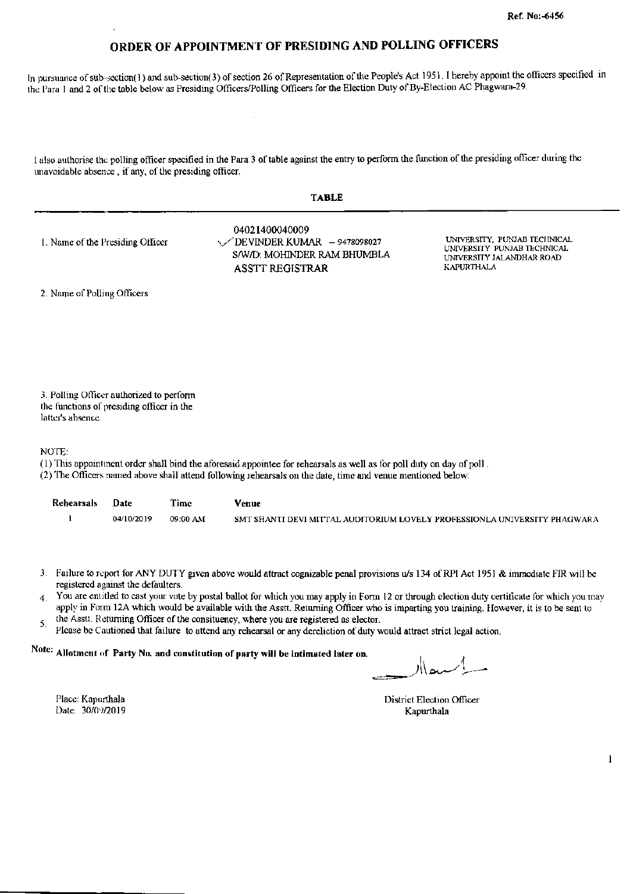Ref. No:-6456

# ORDER OF APPOINTMENT OF PRESIDING AND POLLING OFFICERS

In pursuance of sub-section(1) and sub-section(3) of section 26 of Representation of the People's Act 1951. I hereby appoint the officers specified in the Para 1 and 2 of the table below as Presiding Officers/Polling Officers for the Election Duty of By-Election AC Phagwara-29.

I also authorise the polling officer specified in the Para 3 of table against the entry to perform the function of the presiding officer during the unavoidable absence, if any, of the presiding officer.

**TABLE**

| | | |
|---|---|---|
| 1. Name of the Presiding Officer | 04021400040009<br>✓ DEVINDER KUMAR - 9478098027<br>S/W/D: MOHINDER RAM BHUMBLA<br>ASSTT REGISTRAR | UNIVERSITY, PUNJAB TECHNICAL UNIVERSITY PUNJAB TECHNICAL UNIVERSITY JALANDHAR ROAD KAPURTHALA |
| 2. Name of Polling Officers | | |
| 3. Polling Officer authorized to perform the functions of presiding officer in the latter's absence | | |

NOTE:

(1) This appointment order shall bind the aforesaid appointee for rehearsals as well as for poll duty on day of poll.

(2) The Officers named above shall attend following rehearsals on the date, time and venue mentioned below:

| Rehearsals | Date | Time | Venue |
|---|---|---|---|
| 1 | 04/10/2019 | 09:00 AM | SMT SHANTI DEVI MITTAL AUDITORIUM LOVELY PROFESSIONLA UNIVERSITY PHAGWARA |

3. Failure to report for ANY DUTY given above would attract cognizable penal provisions u/s 134 of RPI Act 1951 & immediate FIR will be registered against the defaulters.
4. You are entitled to cast your vote by postal ballot for which you may apply in Form 12 or through election duty certificate for which you may apply in Form 12A which would be available with the Asstt. Returning Officer who is imparting you training. However, it is to be sent to the Asstt. Returning Officer of the consituency, where you are registered as elector.
5. Please be Cautioned that failure to attend any rehearsal or any dereliction of duty would attract strict legal action.

Note: **Allotment of Party No. and constitution of party will be intimated later on.**

Place: Kapurthala
Date: 30/09/2019

District Election Officer
Kapurthala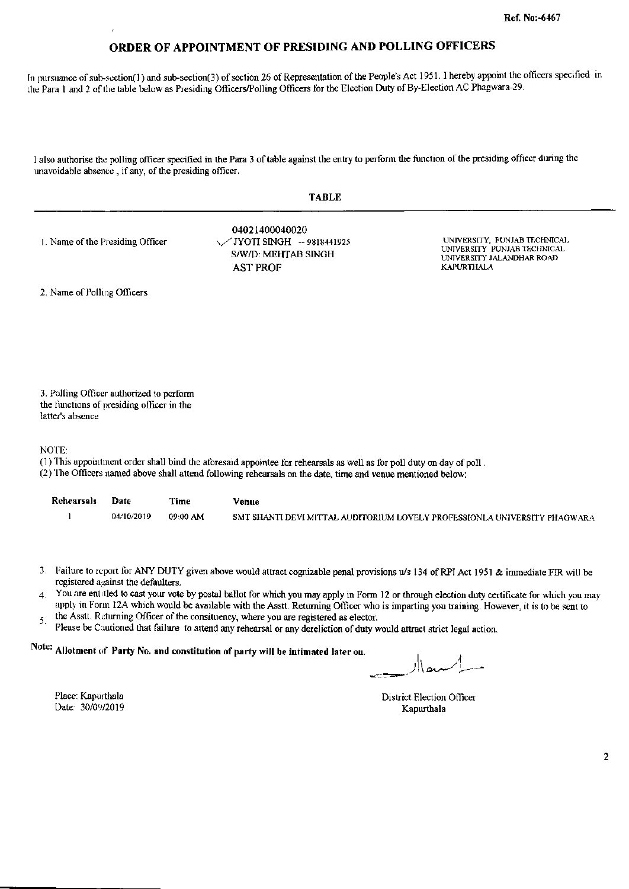Ref. No:-6467

# ORDER OF APPOINTMENT OF PRESIDING AND POLLING OFFICERS

In pursuance of sub-section(1) and sub-section(3) of section 26 of Representation of the People's Act 1951. I hereby appoint the officers specified in the Para 1 and 2 of the table below as Presiding Officers/Polling Officers for the Election Duty of By-Election AC Phagwara-29.

I also authorise the polling officer specified in the Para 3 of table against the entry to perform the function of the presiding officer during the unavoidable absence , if any, of the presiding officer.

**TABLE**

| | | |
|---|---|---|
| 1. Name of the Presiding Officer | 04021400040020<br>JYOTI SINGH -- 9818441925<br>S/W/D: MEHTAB SINGH<br>AST PROF | UNIVERSITY, PUNJAB TECHNICAL UNIVERSITY PUNJAB TECHNICAL UNIVERSITY JALANDHAR ROAD KAPURTHALA |
| 2. Name of Polling Officers | | |
| 3. Polling Officer authorized to perform the functions of presiding officer in the latter's absence | | |

NOTE:

(1) This appointment order shall bind the aforesaid appointee for rehearsals as well as for poll duty on day of poll .

(2) The Officers named above shall attend following rehearsals on the date, time and venue mentioned below:

| Rehearsals | Date | Time | Venue |
|---|---|---|---|
| 1 | 04/10/2019 | 09:00 AM | SMT SHANTI DEVI MITTAL AUDITORIUM LOVELY PROFESSIONLA UNIVERSITY PHAGWARA |

3. Failure to report for ANY DUTY given above would attract cognizable penal provisions u/s 134 of RPI Act 1951 & immediate FIR will be registered against the defaulters.
4. You are entitled to cast your vote by postal ballot for which you may apply in Form 12 or through election duty certificate for which you may apply in Form 12A which would be available with the Asstt. Returning Officer who is imparting you training. However, it is to be sent to the Asstt. Returning Officer of the consituency, where you are registered as elector.
5. Please be Cautioned that failure to attend any rehearsal or any dereliction of duty would attract strict legal action.

Note: **Allotment of Party No. and constitution of party will be intimated later on.**

Place: Kapurthala
Date: 30/09/2019

District Election Officer
Kapurthala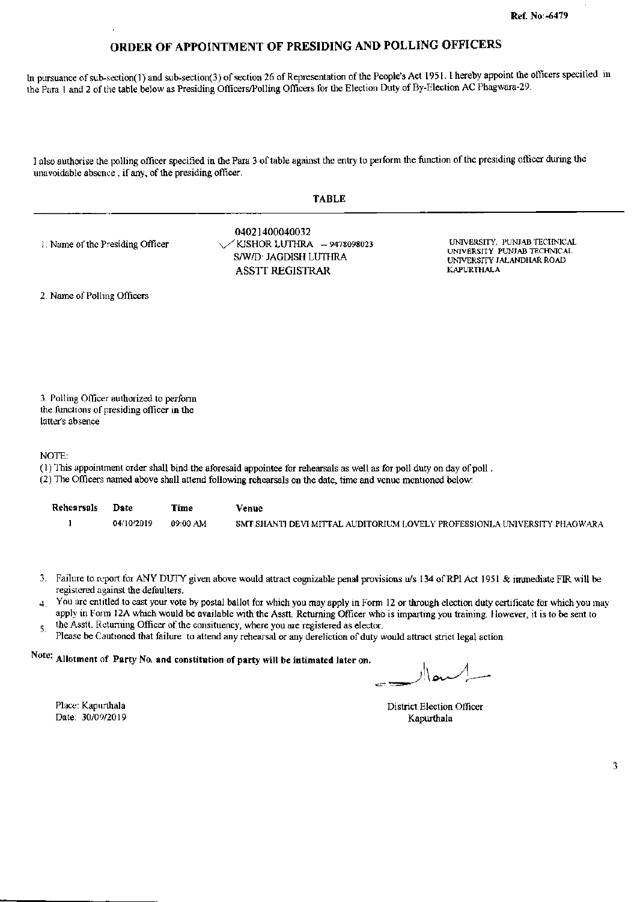Ref. No:-6479

# ORDER OF APPOINTMENT OF PRESIDING AND POLLING OFFICERS

In pursuance of sub-section(1) and sub-section(3) of section 26 of Representation of the People's Act 1951. I hereby appoint the officers specified in the Para 1 and 2 of the table below as Presiding Officers/Polling Officers for the Election Duty of By-Election AC Phagwara-29.

I also authorise the polling officer specified in the Para 3 of table against the entry to perform the function of the presiding officer during the unavoidable absence , if any, of the presiding officer.

## TABLE

| | | |
|---|---|---|
| 1. Name of the Presiding Officer | 04021400040032<br>KISHOR LUTHRA - 9478098023<br>S/W/D: JAGDISH LUTHRA<br>ASSTT REGISTRAR | UNIVERSITY, PUNJAB TECHNICAL UNIVERSITY PUNJAB TECHNICAL UNIVERSITY JALANDHAR ROAD KAPURTHALA |
| 2. Name of Polling Officers | | |
| 3. Polling Officer authorized to perform the functions of presiding officer in the latter's absence | | |

NOTE:

(1) This appointment order shall bind the aforesaid appointee for rehearsals as well as for poll duty on day of poll .

(2) The Officers named above shall attend following rehearsals on the date, time and venue mentioned below:

| Rehearsals | Date | Time | Venue |
|---|---|---|---|
| 1 | 04/10/2019 | 09:00 AM | SMT SHANTI DEVI MITTAL AUDITORIUM LOVELY PROFESSIONLA UNIVERSITY PHAGWARA |

3. Failure to report for ANY DUTY given above would attract cognizable penal provisions u/s 134 of RPI Act 1951 & immediate FIR will be registered against the defaulters.
4. You are entitled to cast your vote by postal ballot for which you may apply in Form 12 or through election duty certificate for which you may apply in Form 12A which would be available with the Asstt. Returning Officer who is imparting you training. However, it is to be sent to the Asstt. Returning Officer of the consituency, where you are registered as elector.
5. Please be Cautioned that failure to attend any rehearsal or any dereliction of duty would attract strict legal action.

Note: **Allotment of Party No. and constitution of party will be intimated later on.**

Place: Kapurthala
Date: 30/09/2019

District Election Officer
Kapurthala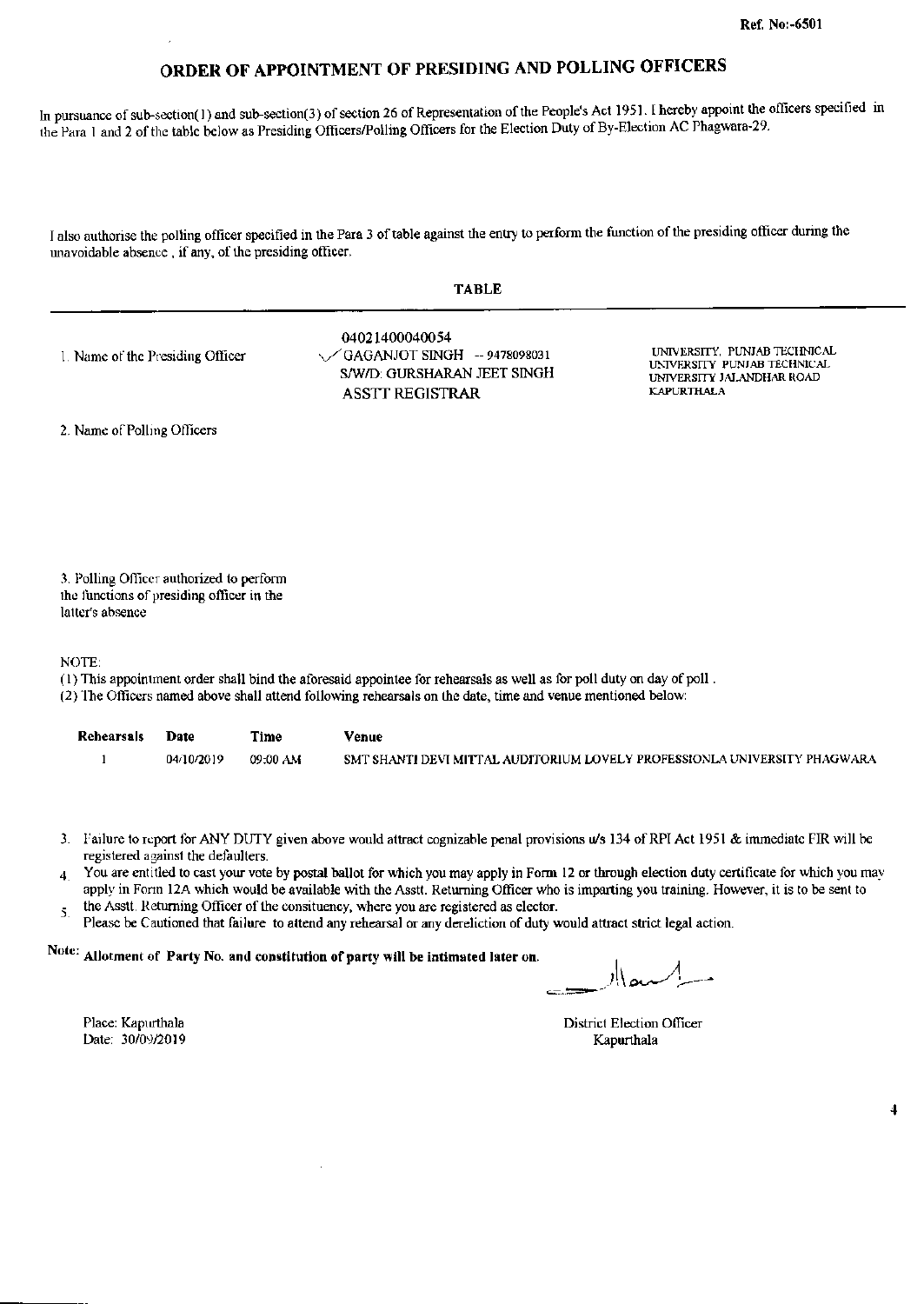Ref. No:-6501

# ORDER OF APPOINTMENT OF PRESIDING AND POLLING OFFICERS

In pursuance of sub-section(1) and sub-section(3) of section 26 of Representation of the People's Act 1951. I hereby appoint the officers specified in the Para 1 and 2 of the table below as Presiding Officers/Polling Officers for the Election Duty of By-Election AC Phagwara-29.

I also authorise the polling officer specified in the Para 3 of table against the entry to perform the function of the presiding officer during the unavoidable absence , if any, of the presiding officer.

**TABLE**

| | | |
|---|---|---|
| 1. Name of the Presiding Officer | 04021400040054<br>GAGANJOT SINGH -- 9478098031<br>S/W/D: GURSHARAN JEET SINGH<br>ASSTT REGISTRAR | UNIVERSITY, PUNJAB TECHNICAL UNIVERSITY PUNJAB TECHNICAL UNIVERSITY JALANDHAR ROAD KAPURTHALA |
| 2. Name of Polling Officers | | |
| 3. Polling Officer authorized to perform the functions of presiding officer in the latter's absence | | |

NOTE:

(1) This appointment order shall bind the aforesaid appointee for rehearsals as well as for poll duty on day of poll .

(2) The Officers named above shall attend following rehearsals on the date, time and venue mentioned below:

| Rehearsals | Date | Time | Venue |
|---|---|---|---|
| 1 | 04/10/2019 | 09:00 AM | SMT SHANTI DEVI MITTAL AUDITORIUM LOVELY PROFESSIONLA UNIVERSITY PHAGWARA |

3. Failure to report for ANY DUTY given above would attract cognizable penal provisions u/s 134 of RPI Act 1951 & immediate FIR will be registered against the defaulters.
4. You are entitled to cast your vote by postal ballot for which you may apply in Form 12 or through election duty certificate for which you may apply in Form 12A which would be available with the Asstt. Returning Officer who is imparting you training. However, it is to be sent to the Asstt. Returning Officer of the consituency, where you are registered as elector.
5. Please be Cautioned that failure to attend any rehearsal or any dereliction of duty would attract strict legal action.

Note: **Allotment of Party No. and constitution of party will be intimated later on.**

Place: Kapurthala
Date: 30/09/2019

District Election Officer
Kapurthala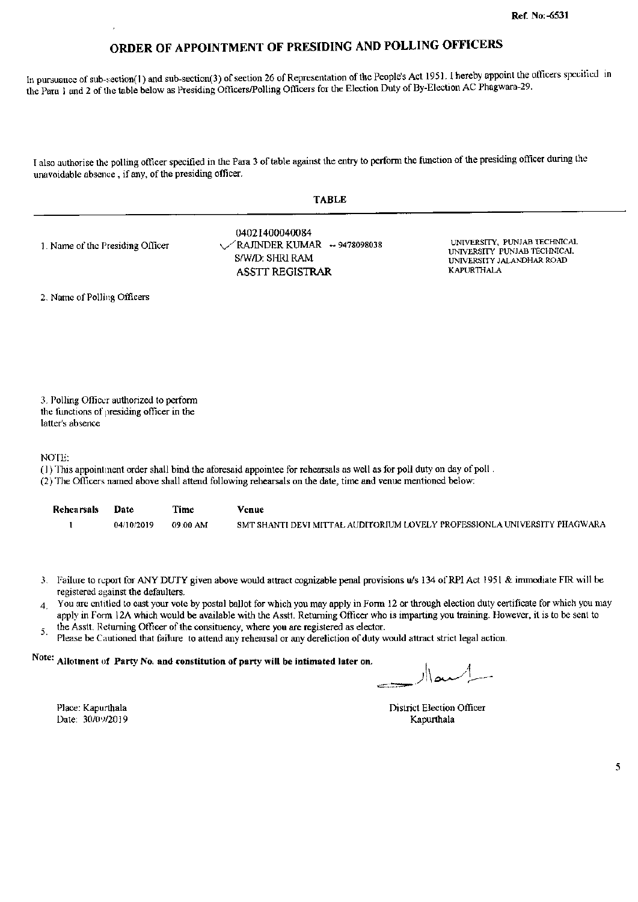Ref. No:-6531

# ORDER OF APPOINTMENT OF PRESIDING AND POLLING OFFICERS

In pursuance of sub-section(1) and sub-section(3) of section 26 of Representation of the People's Act 1951. I hereby appoint the officers specified in the Para 1 and 2 of the table below as Presiding Officers/Polling Officers for the Election Duty of By-Election AC Phagwara-29.

I also authorise the polling officer specified in the Para 3 of table against the entry to perform the function of the presiding officer during the unavoidable absence , if any, of the presiding officer.

**TABLE**

| | | |
|---|---|---|
| 1. Name of the Presiding Officer | 04021400040084<br>✓RAJINDER KUMAR -- 9478098038<br>S/W/D: SHRI RAM<br>ASSTT REGISTRAR | UNIVERSITY, PUNJAB TECHNICAL UNIVERSITY PUNJAB TECHNICAL UNIVERSITY JALANDHAR ROAD KAPURTHALA |
| 2. Name of Polling Officers | | |
| 3. Polling Officer authorized to perform the functions of presiding officer in the latter's absence | | |

NOTE:

(1) This appointment order shall bind the aforesaid appointee for rehearsals as well as for poll duty on day of poll .
(2) The Officers named above shall attend following rehearsals on the date, time and venue mentioned below:

| Rehearsals | Date | Time | Venue |
|---|---|---|---|
| 1 | 04/10/2019 | 09:00 AM | SMT SHANTI DEVI MITTAL AUDITORIUM LOVELY PROFESSIONLA UNIVERSITY PHAGWARA |

3. Failure to report for ANY DUTY given above would attract cognizable penal provisions u/s 134 of RPI Act 1951 & immediate FIR will be registered against the defaulters.
4. You are entitled to cast your vote by postal ballot for which you may apply in Form 12 or through election duty certificate for which you may apply in Form 12A which would be available with the Asstt. Returning Officer who is imparting you training. However, it is to be sent to the Asstt. Returning Officer of the consituency, where you are registered as elector.
5. Please be Cautioned that failure to attend any rehearsal or any dereliction of duty would attract strict legal action.

Note: **Allotment of Party No. and constitution of party will be intimated later on.**

Place: Kapurthala
Date: 30/09/2019

District Election Officer
Kapurthala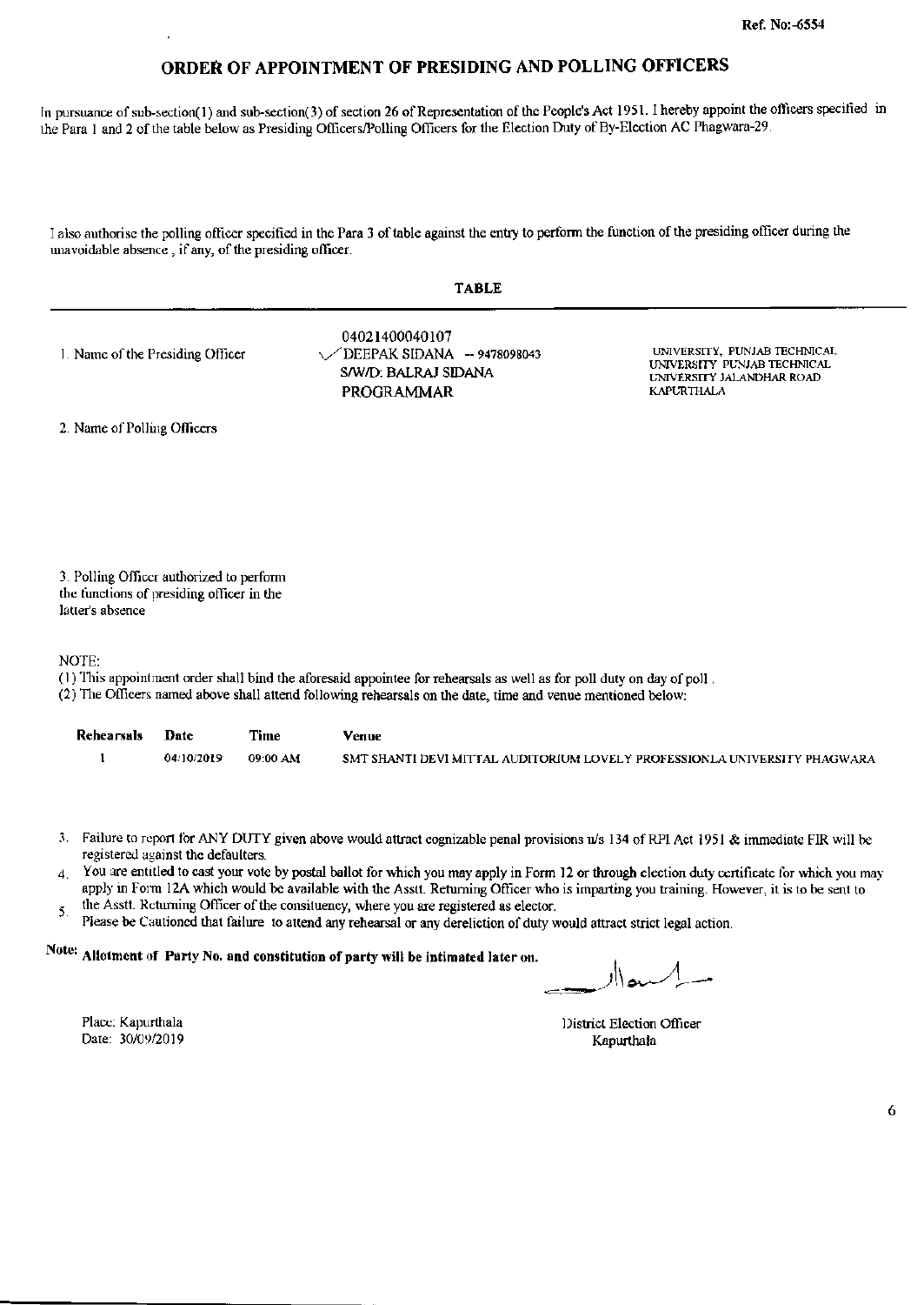Ref. No:-6554

# ORDER OF APPOINTMENT OF PRESIDING AND POLLING OFFICERS

In pursuance of sub-section(1) and sub-section(3) of section 26 of Representation of the People's Act 1951. I hereby appoint the officers specified in the Para 1 and 2 of the table below as Presiding Officers/Polling Officers for the Election Duty of By-Election AC Phagwara-29.

I also authorise the polling officer specified in the Para 3 of table against the entry to perform the function of the presiding officer during the unavoidable absence , if any, of the presiding officer.

**TABLE**

| | | |
|---|---|---|
| 1. Name of the Presiding Officer | 04021400040107<br>DEEPAK SIDANA - 9478098043<br>S/W/D: BALRAJ SIDANA<br>PROGRAMMAR | UNIVERSITY, PUNJAB TECHNICAL UNIVERSITY PUNJAB TECHNICAL UNIVERSITY JALANDHAR ROAD KAPURTHALA |
| 2. Name of Polling Officers | | |
| 3. Polling Officer authorized to perform the functions of presiding officer in the latter's absence | | |

NOTE:

(1) This appointment order shall bind the aforesaid appointee for rehearsals as well as for poll duty on day of poll .
(2) The Officers named above shall attend following rehearsals on the date, time and venue mentioned below:

| Rehearsals | Date | Time | Venue |
|---|---|---|---|
| 1 | 04/10/2019 | 09:00 AM | SMT SHANTI DEVI MITTAL AUDITORIUM LOVELY PROFESSIONLA UNIVERSITY PHAGWARA |

3. Failure to report for ANY DUTY given above would attract cognizable penal provisions u/s 134 of RPI Act 1951 & immediate FIR will be registered against the defaulters.
4. You are entitled to cast your vote by postal ballot for which you may apply in Form 12 or through election duty certificate for which you may apply in Form 12A which would be available with the Asstt. Returning Officer who is imparting you training. However, it is to be sent to the Asstt. Returning Officer of the consituency, where you are registered as elector.
5. Please be Cautioned that failure to attend any rehearsal or any dereliction of duty would attract strict legal action.

Note: **Allotment of Party No. and constitution of party will be intimated later on.**

Place: Kapurthala
Date: 30/09/2019

District Election Officer
Kapurthala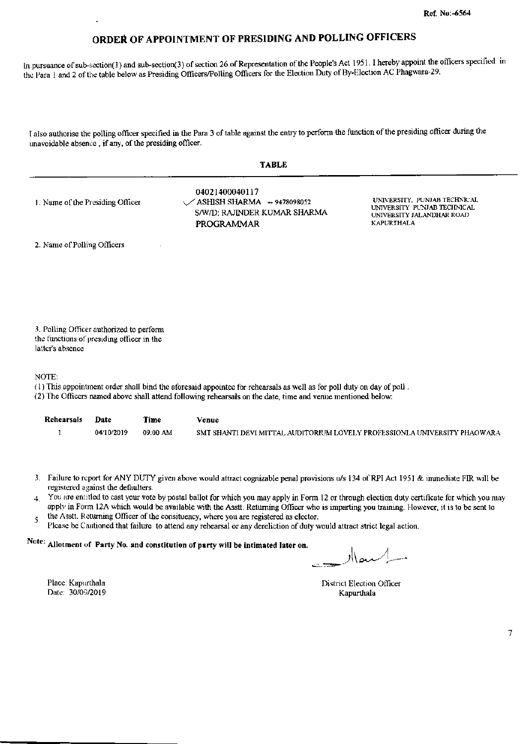Ref. No:-6564

# ORDER OF APPOINTMENT OF PRESIDING AND POLLING OFFICERS

In pursuance of sub-section(1) and sub-section(3) of section 26 of Representation of the People's Act 1951. I hereby appoint the officers specified in the Para 1 and 2 of the table below as Presiding Officers/Polling Officers for the Election Duty of By-Election AC Phagwara-29.

I also authorise the polling officer specified in the Para 3 of table against the entry to perform the function of the presiding officer during the unavoidable absence , if any, of the presiding officer.

**TABLE**

| | | |
|---|---|---|
| 1. Name of the Presiding Officer | 04021400040117<br>✓ ASHISH SHARMA -- 9478098052<br>S/W/D: RAJINDER KUMAR SHARMA<br>PROGRAMMAR | UNIVERSITY, PUNJAB TECHNICAL UNIVERSITY PUNJAB TECHNICAL UNIVERSITY JALANDHAR ROAD KAPURTHALA |
| 2. Name of Polling Officers | | |
| 3. Polling Officer authorized to perform the functions of presiding officer in the latter's absence | | |

NOTE:

(1) This appointment order shall bind the aforesaid appointee for rehearsals as well as for poll duty on day of poll .
(2) The Officers named above shall attend following rehearsals on the date, time and venue mentioned below:

| Rehearsals | Date | Time | Venue |
|---|---|---|---|
| 1 | 04/10/2019 | 09:00 AM | SMT SHANTI DEVI MITTAL AUDITORIUM LOVELY PROFESSIONLA UNIVERSITY PHAGWARA |

3. Failure to report for ANY DUTY given above would attract cognizable penal provisions u/s 134 of RPI Act 1951 & immediate FIR will be registered against the defaulters.
4. You are entitled to cast your vote by postal ballot for which you may apply in Form 12 or through election duty certificate for which you may apply in Form 12A which would be available with the Asstt. Returning Officer who is imparting you training. However, it is to be sent to the Asstt. Returning Officer of the consituency, where you are registered as elector.
5. Please be Cautioned that failure to attend any rehearsal or any dereliction of duty would attract strict legal action.

Note: **Allotment of Party No. and constitution of party will be intimated later on.**

Place: Kapurthala
Date: 30/09/2019

District Election Officer
Kapurthala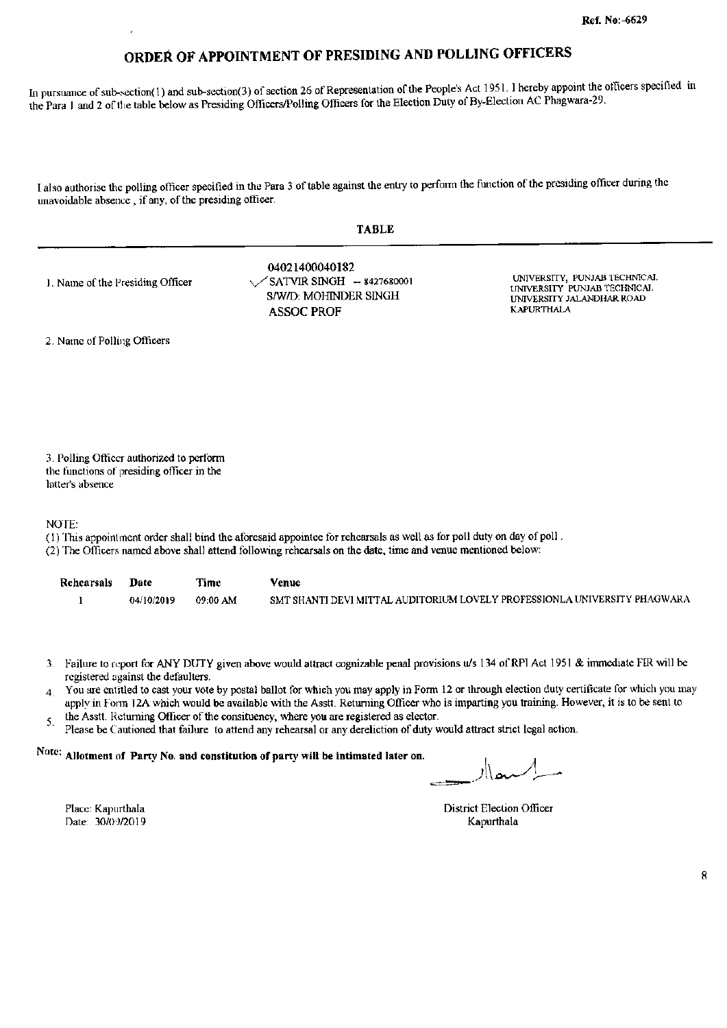Ref. No:-6629

# ORDER OF APPOINTMENT OF PRESIDING AND POLLING OFFICERS

In pursuance of sub-section(1) and sub-section(3) of section 26 of Representation of the People's Act 1951. I hereby appoint the officers specified in the Para 1 and 2 of the table below as Presiding Officers/Polling Officers for the Election Duty of By-Election AC Phagwara-29.

I also authorise the polling officer specified in the Para 3 of table against the entry to perform the function of the presiding officer during the unavoidable absence , if any, of the presiding officer.

## TABLE

| | | |
|---|---|---|
| 1. Name of the Presiding Officer | 04021400040182<br>SATVIR SINGH -- 8427680001<br>S/W/D: MOHINDER SINGH<br>ASSOC PROF | UNIVERSITY, PUNJAB TECHNICAL UNIVERSITY PUNJAB TECHNICAL UNIVERSITY JALANDHAR ROAD KAPURTHALA |
| 2. Name of Polling Officers | | |
| 3. Polling Officer authorized to perform the functions of presiding officer in the latter's absence | | |

NOTE:

(1) This appointment order shall bind the aforesaid appointee for rehearsals as well as for poll duty on day of poll .

(2) The Officers named above shall attend following rehearsals on the date, time and venue mentioned below:

| Rehearsals | Date | Time | Venue |
|---|---|---|---|
| 1 | 04/10/2019 | 09:00 AM | SMT SHANTI DEVI MITTAL AUDITORIUM LOVELY PROFESSIONLA UNIVERSITY PHAGWARA |

3. Failure to report for ANY DUTY given above would attract cognizable penal provisions u/s 134 of RPI Act 1951 & immediate FIR will be registered against the defaulters.
4. You are entitled to cast your vote by postal ballot for which you may apply in Form 12 or through election duty certificate for which you may apply in Form 12A which would be available with the Asstt. Returning Officer who is imparting you training. However, it is to be sent to the Asstt. Returning Officer of the consituency, where you are registered as elector.
5. Please be Cautioned that failure to attend any rehearsal or any dereliction of duty would attract strict legal action.

Note: **Allotment of Party No. and constitution of party will be intimated later on.**

Place: Kapurthala
Date: 30/09/2019

District Election Officer
Kapurthala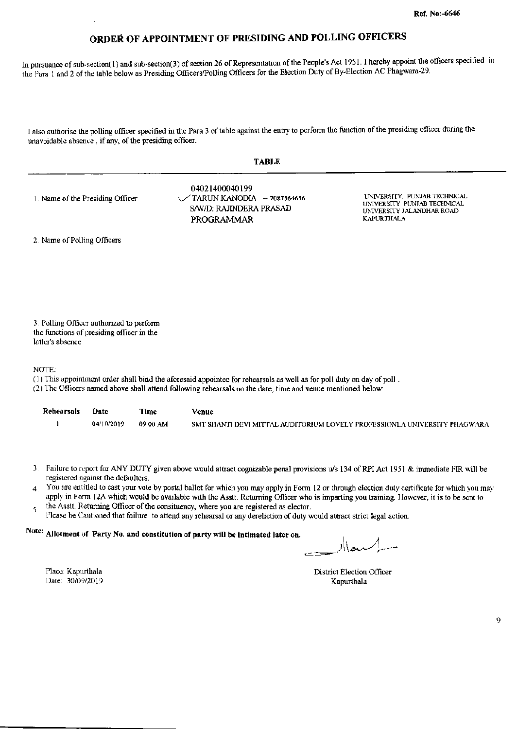Ref. No:-6646

# ORDER OF APPOINTMENT OF PRESIDING AND POLLING OFFICERS

In pursuance of sub-section(1) and sub-section(3) of section 26 of Representation of the People's Act 1951. I hereby appoint the officers specified in the Para 1 and 2 of the table below as Presiding Officers/Polling Officers for the Election Duty of By-Election AC Phagwara-29.

I also authorise the polling officer specified in the Para 3 of table against the entry to perform the function of the presiding officer during the unavoidable absence , if any, of the presiding officer.

**TABLE**

| | | |
|---|---|---|
| 1. Name of the Presiding Officer | 04021400040199<br>TARUN KANODIA – 7087364656<br>S/W/D: RAJINDERA PRASAD<br>PROGRAMMAR | UNIVERSITY, PUNJAB TECHNICAL UNIVERSITY PUNJAB TECHNICAL UNIVERSITY JALANDHAR ROAD KAPURTHALA |
| 2. Name of Polling Officers | | |
| 3. Polling Officer authorized to perform the functions of presiding officer in the latter's absence | | |

NOTE:

(1) This appointment order shall bind the aforesaid appointee for rehearsals as well as for poll duty on day of poll .
(2) The Officers named above shall attend following rehearsals on the date, time and venue mentioned below:

| Rehearsals | Date | Time | Venue |
|---|---|---|---|
| 1 | 04/10/2019 | 09:00 AM | SMT SHANTI DEVI MITTAL AUDITORIUM LOVELY PROFESSIONLA UNIVERSITY PHAGWARA |

3. Failure to report for ANY DUTY given above would attract cognizable penal provisions u/s 134 of RPI Act 1951 & immediate FIR will be registered against the defaulters.
4. You are entitled to cast your vote by postal ballot for which you may apply in Form 12 or through election duty certificate for which you may apply in Form 12A which would be available with the Asstt. Returning Officer who is imparting you training. However, it is to be sent to the Asstt. Returning Officer of the consituency, where you are registered as elector.
5. Please be Cautioned that failure to attend any rehearsal or any dereliction of duty would attract strict legal action.

Note: **Allotment of Party No. and constitution of party will be intimated later on.**

Place: Kapurthala
Date: 30/09/2019

District Election Officer
Kapurthala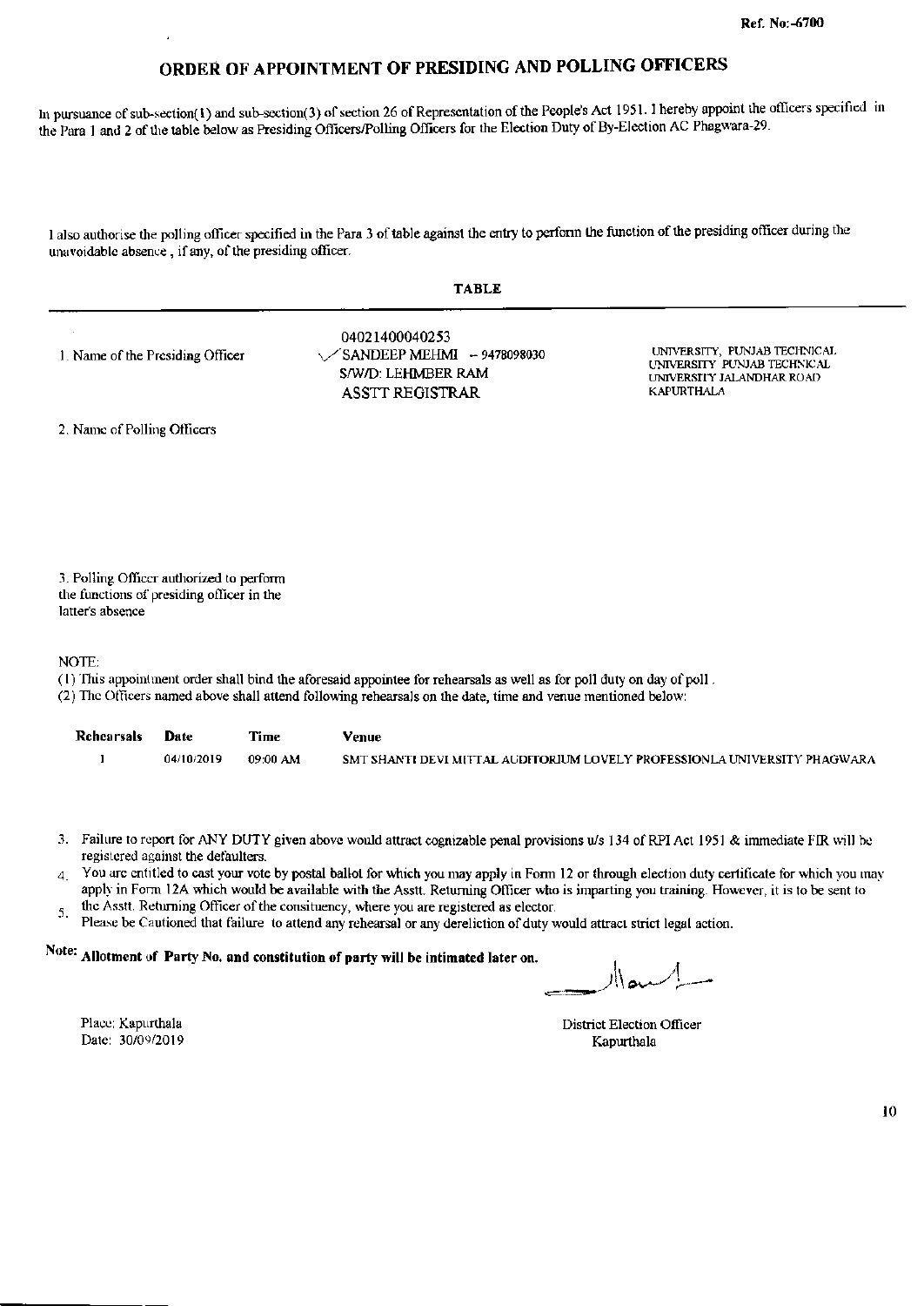Ref. No:-6700

# ORDER OF APPOINTMENT OF PRESIDING AND POLLING OFFICERS

In pursuance of sub-section(1) and sub-section(3) of section 26 of Representation of the People's Act 1951. I hereby appoint the officers specified in the Para 1 and 2 of the table below as Presiding Officers/Polling Officers for the Election Duty of By-Election AC Phagwara-29.

I also authorise the polling officer specified in the Para 3 of table against the entry to perform the function of the presiding officer during the unavoidable absence , if any, of the presiding officer.

**TABLE**

| | | |
|---|---|---|
| 1. Name of the Presiding Officer | 04021400040253<br>SANDEEP MEHMI - 9478098030<br>S/W/D: LEHMBER RAM<br>ASSTT REGISTRAR | UNIVERSITY, PUNJAB TECHNICAL UNIVERSITY PUNJAB TECHNICAL UNIVERSITY JALANDHAR ROAD KAPURTHALA |
| 2. Name of Polling Officers | | |
| 3. Polling Officer authorized to perform the functions of presiding officer in the latter's absence | | |

NOTE:

(1) This appointment order shall bind the aforesaid appointee for rehearsals as well as for poll duty on day of poll .

(2) The Officers named above shall attend following rehearsals on the date, time and venue mentioned below:

| Rehearsals | Date | Time | Venue |
|---|---|---|---|
| 1 | 04/10/2019 | 09:00 AM | SMT SHANTI DEVI MITTAL AUDITORIUM LOVELY PROFESSIONLA UNIVERSITY PHAGWARA |

3. Failure to report for ANY DUTY given above would attract cognizable penal provisions u/s 134 of RPI Act 1951 & immediate FIR will be registered against the defaulters.
4. You are entitled to cast your vote by postal ballot for which you may apply in Form 12 or through election duty certificate for which you may apply in Form 12A which would be available with the Asstt. Returning Officer who is imparting you training. However, it is to be sent to the Asstt. Returning Officer of the consituency, where you are registered as elector.
5. Please be Cautioned that failure to attend any rehearsal or any dereliction of duty would attract strict legal action.

Note: **Allotment of Party No. and constitution of party will be intimated later on.**

Place: Kapurthala
Date: 30/09/2019

District Election Officer
Kapurthala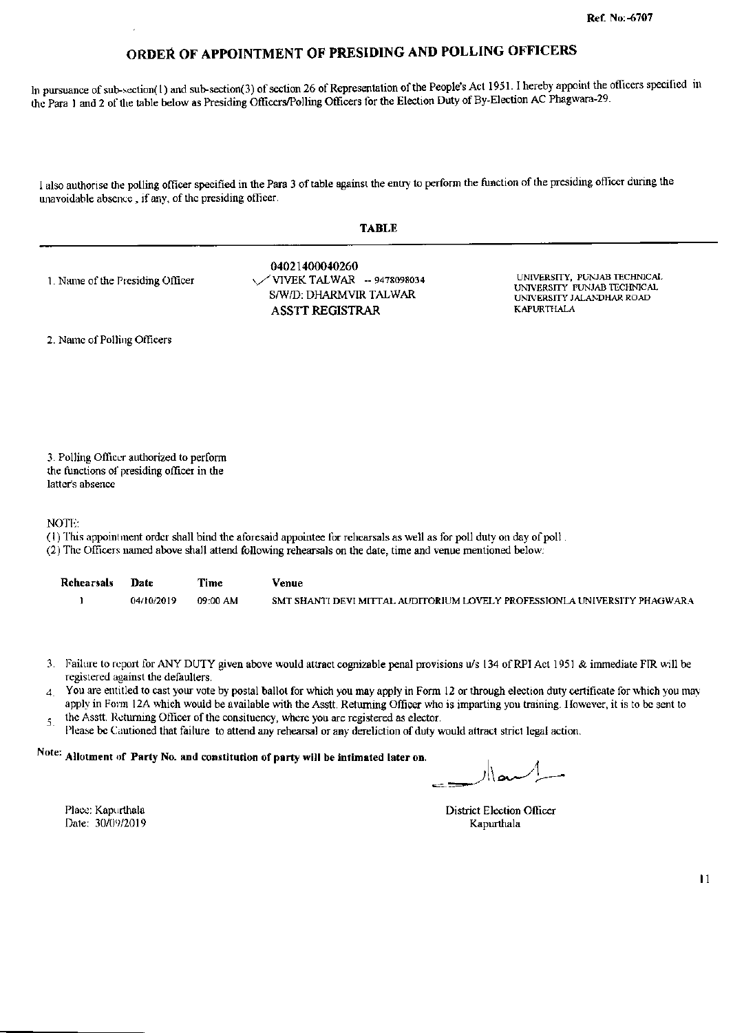Ref. No:-6707

# ORDER OF APPOINTMENT OF PRESIDING AND POLLING OFFICERS

In pursuance of sub-section(1) and sub-section(3) of section 26 of Representation of the People's Act 1951. I hereby appoint the officers specified in the Para 1 and 2 of the table below as Presiding Officers/Polling Officers for the Election Duty of By-Election AC Phagwara-29.

I also authorise the polling officer specified in the Para 3 of table against the entry to perform the function of the presiding officer during the unavoidable absence , if any, of the presiding officer.

**TABLE**

| | | |
|---|---|---|
| 1. Name of the Presiding Officer | 04021400040260<br>VIVEK TALWAR -- 9478098034<br>S/W/D: DHARMVIR TALWAR<br>ASSTT REGISTRAR | UNIVERSITY, PUNJAB TECHNICAL UNIVERSITY PUNJAB TECHNICAL UNIVERSITY JALANDHAR ROAD KAPURTHALA |
| 2. Name of Polling Officers | | |
| 3. Polling Officer authorized to perform the functions of presiding officer in the latter's absence | | |

NOTE:

(1) This appointment order shall bind the aforesaid appointee for rehearsals as well as for poll duty on day of poll .

(2) The Officers named above shall attend following rehearsals on the date, time and venue mentioned below:

| Rehearsals | Date | Time | Venue |
|---|---|---|---|
| 1 | 04/10/2019 | 09:00 AM | SMT SHANTI DEVI MITTAL AUDITORIUM LOVELY PROFESSIONLA UNIVERSITY PHAGWARA |

3. Failure to report for ANY DUTY given above would attract cognizable penal provisions u/s 134 of RPI Act 1951 & immediate FIR will be registered against the defaulters.
4. You are entitled to cast your vote by postal ballot for which you may apply in Form 12 or through election duty certificate for which you may apply in Form 12A which would be available with the Asstt. Returning Officer who is imparting you training. However, it is to be sent to the Asstt. Returning Officer of the consituency, where you are registered as elector.
5. Please be Cautioned that failure to attend any rehearsal or any dereliction of duty would attract strict legal action.

Note: **Allotment of Party No. and constitution of party will be intimated later on.**

District Election Officer
Kapurthala

Place: Kapurthala
Date: 30/09/2019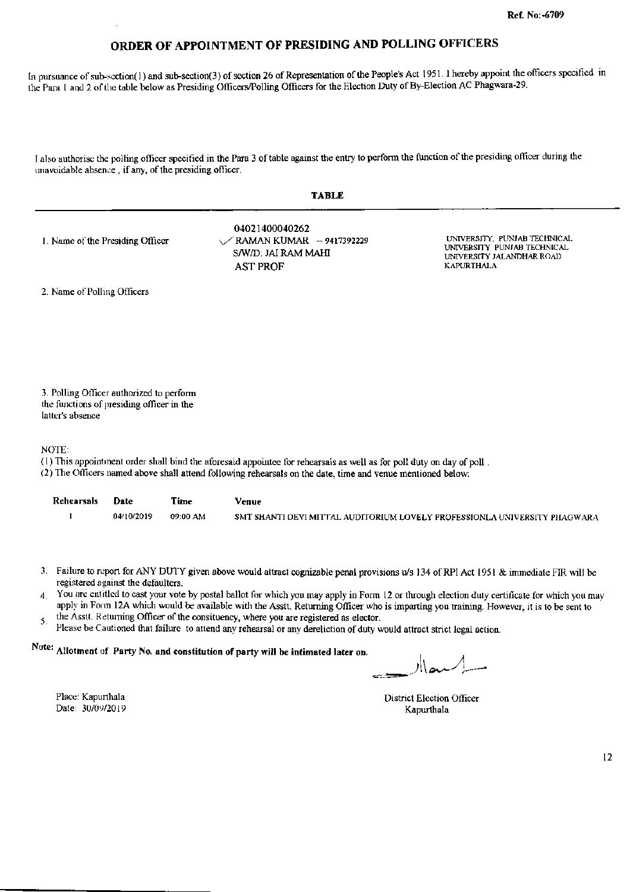Ref. No:-6709

# ORDER OF APPOINTMENT OF PRESIDING AND POLLING OFFICERS

In pursuance of sub-section(1) and sub-section(3) of section 26 of Representation of the People's Act 1951. I hereby appoint the officers specified in the Para 1 and 2 of the table below as Presiding Officers/Polling Officers for the Election Duty of By-Election AC Phagwara-29.

I also authorise the polling officer specified in the Para 3 of table against the entry to perform the function of the presiding officer during the unavoidable absence , if any, of the presiding officer.

**TABLE**

| | | |
|---|---|---|
| 1. Name of the Presiding Officer | 04021400040262<br>✓ RAMAN KUMAR - 9417392229<br>S/W/D: JAI RAM MAHI<br>AST PROF | UNIVERSITY, PUNJAB TECHNICAL UNIVERSITY PUNJAB TECHNICAL UNIVERSITY JALANDHAR ROAD KAPURTHALA |
| 2. Name of Polling Officers | | |
| 3. Polling Officer authorized to perform the functions of presiding officer in the latter's absence | | |

NOTE:

(1) This appointment order shall bind the aforesaid appointee for rehearsals as well as for poll duty on day of poll .

(2) The Officers named above shall attend following rehearsals on the date, time and venue mentioned below:

| Rehearsals | Date | Time | Venue |
|---|---|---|---|
| 1 | 04/10/2019 | 09:00 AM | SMT SHANTI DEVI MITTAL AUDITORIUM LOVELY PROFESSIONLA UNIVERSITY PHAGWARA |

3. Failure to report for ANY DUTY given above would attract cognizable penal provisions u/s 134 of RPI Act 1951 & immediate FIR will be registered against the defaulters.
4. You are entitled to cast your vote by postal ballot for which you may apply in Form 12 or through election duty certificate for which you may apply in Form 12A which would be available with the Asstt. Returning Officer who is imparting you training. However, it is to be sent to the Asstt. Returning Officer of the consituency, where you are registered as elector.
5. Please be Cautioned that failure to attend any rehearsal or any dereliction of duty would attract strict legal action.

Note: **Allotment of Party No. and constitution of party will be intimated later on.**

Place: Kapurthala
Date: 30/09/2019

District Election Officer
Kapurthala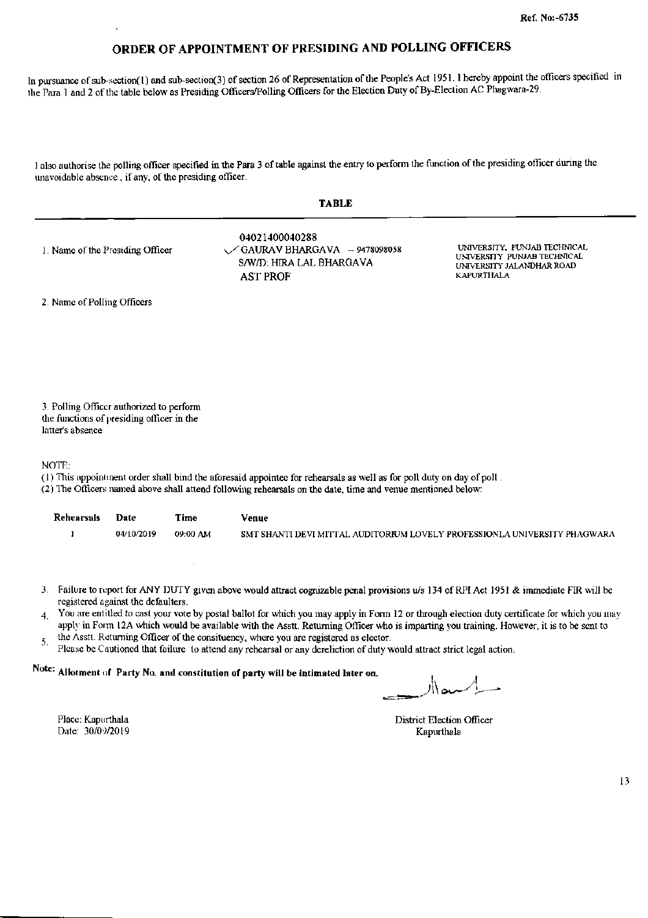Ref. No:-6735

# ORDER OF APPOINTMENT OF PRESIDING AND POLLING OFFICERS

In pursuance of sub-section(1) and sub-section(3) of section 26 of Representation of the People's Act 1951. I hereby appoint the officers specified in the Para 1 and 2 of the table below as Presiding Officers/Polling Officers for the Election Duty of By-Election AC Phagwara-29.

I also authorise the polling officer specified in the Para 3 of table against the entry to perform the function of the presiding officer during the unavoidable absence , if any, of the presiding officer.

**TABLE**

| | | |
|---|---|---|
| 1. Name of the Presiding Officer | 04021400040288<br>✓ GAURAV BHARGAVA - 9478098058<br>S/W/D: HIRA LAL BHARGAVA<br>AST PROF | UNIVERSITY, PUNJAB TECHNICAL UNIVERSITY PUNJAB TECHNICAL UNIVERSITY JALANDHAR ROAD KAPURTHALA |
| 2. Name of Polling Officers | | |
| 3. Polling Officer authorized to perform the functions of presiding officer in the latter's absence | | |

NOTE:

(1) This appointment order shall bind the aforesaid appointee for rehearsals as well as for poll duty on day of poll .
(2) The Officers named above shall attend following rehearsals on the date, time and venue mentioned below:

| Rehearsals | Date | Time | Venue |
|---|---|---|---|
| 1 | 04/10/2019 | 09:00 AM | SMT SHANTI DEVI MITTAL AUDITORIUM LOVELY PROFESSIONLA UNIVERSITY PHAGWARA |

3. Failure to report for ANY DUTY given above would attract cognizable penal provisions u/s 134 of RPI Act 1951 & immediate FIR will be registered against the defaulters.
4. You are entitled to cast your vote by postal ballot for which you may apply in Form 12 or through election duty certificate for which you may apply in Form 12A which would be available with the Asstt. Returning Officer who is imparting you training. However, it is to be sent to the Asstt. Returning Officer of the consituency, where you are registered as elector.
5. Please be Cautioned that failure to attend any rehearsal or any dereliction of duty would attract strict legal action.

Note: **Allotment of Party No. and constitution of party will be intimated later on.**

Place: Kapurthala
Date: 30/09/2019

District Election Officer
Kapurthala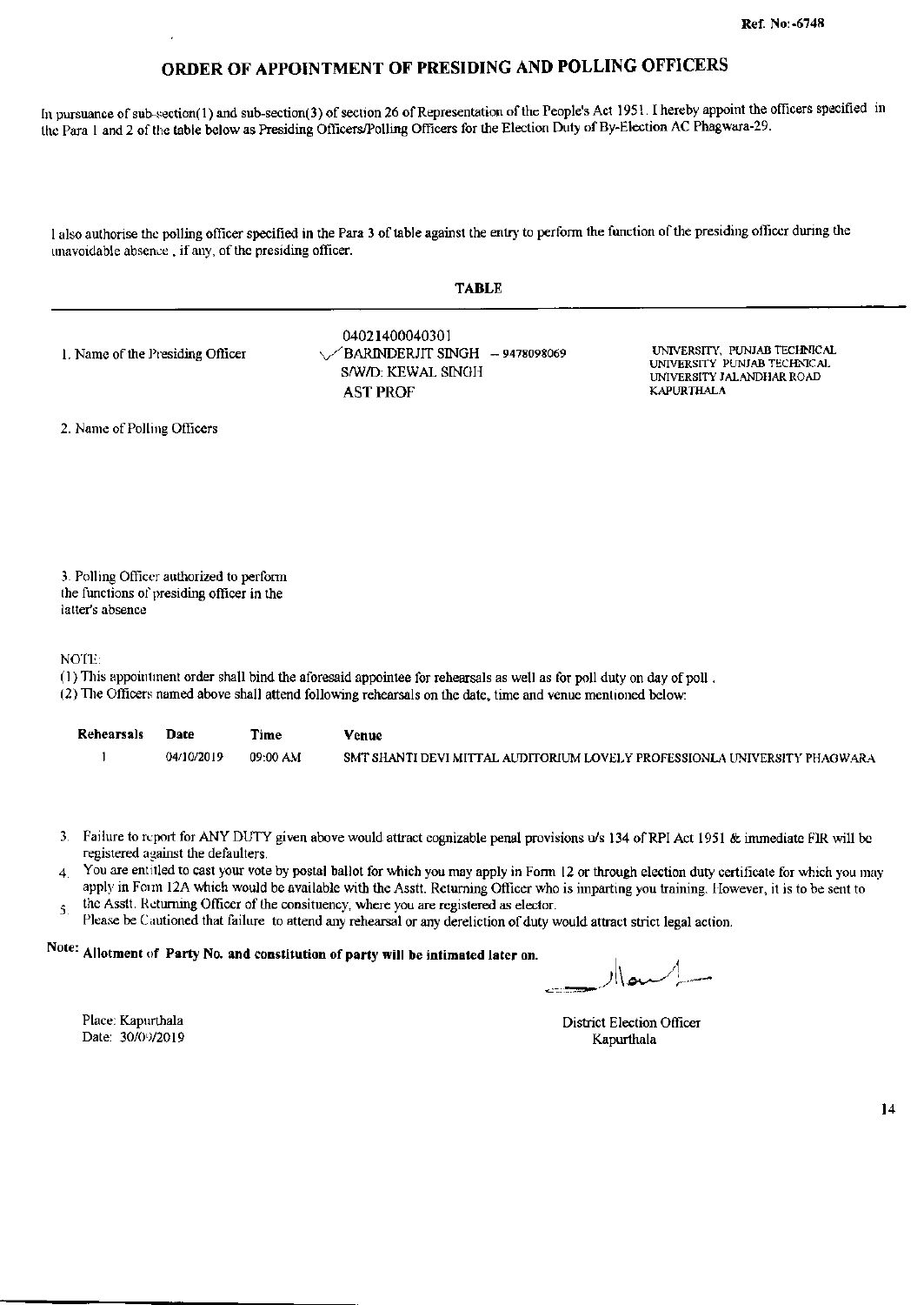Ref. No:-6748

# ORDER OF APPOINTMENT OF PRESIDING AND POLLING OFFICERS

In pursuance of sub-section(1) and sub-section(3) of section 26 of Representation of the People's Act 1951. I hereby appoint the officers specified in the Para 1 and 2 of the table below as Presiding Officers/Polling Officers for the Election Duty of By-Election AC Phagwara-29.

I also authorise the polling officer specified in the Para 3 of table against the entry to perform the function of the presiding officer during the unavoidable absence , if any, of the presiding officer.

**TABLE**

| | | |
|---|---|---|
| 1. Name of the Presiding Officer | 04021400040301<br>BARINDERJIT SINGH – 9478098069<br>S/W/D: KEWAL SINGH<br>AST PROF | UNIVERSITY, PUNJAB TECHNICAL UNIVERSITY PUNJAB TECHNICAL UNIVERSITY JALANDHAR ROAD KAPURTHALA |
| 2. Name of Polling Officers | | |
| 3. Polling Officer authorized to perform the functions of presiding officer in the latter's absence | | |

NOTE:

(1) This appointment order shall bind the aforesaid appointee for rehearsals as well as for poll duty on day of poll .
(2) The Officers named above shall attend following rehearsals on the date, time and venue mentioned below:

| Rehearsals | Date | Time | Venue |
|---|---|---|---|
| 1 | 04/10/2019 | 09:00 AM | SMT SHANTI DEVI MITTAL AUDITORIUM LOVELY PROFESSIONLA UNIVERSITY PHAGWARA |

3. Failure to report for ANY DUTY given above would attract cognizable penal provisions u/s 134 of RPI Act 1951 & immediate FIR will be registered against the defaulters.
4. You are entitled to cast your vote by postal ballot for which you may apply in Form 12 or through election duty certificate for which you may apply in Form 12A which would be available with the Asstt. Returning Officer who is imparting you training. However, it is to be sent to the Asstt. Returning Officer of the consituency, where you are registered as elector.
5. Please be Cautioned that failure to attend any rehearsal or any dereliction of duty would attract strict legal action.

Note: **Allotment of Party No. and constitution of party will be intimated later on.**

Place: Kapurthala
Date: 30/09/2019

District Election Officer
Kapurthala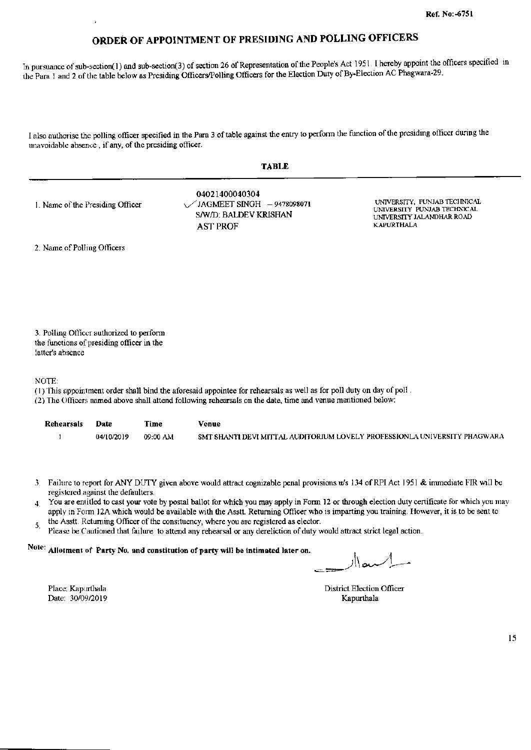Ref. No:-6751

# ORDER OF APPOINTMENT OF PRESIDING AND POLLING OFFICERS

In pursuance of sub-section(1) and sub-section(3) of section 26 of Representation of the People's Act 1951. I hereby appoint the officers specified in the Para 1 and 2 of the table below as Presiding Officers/Polling Officers for the Election Duty of By-Election AC Phagwara-29.

I also authorise the polling officer specified in the Para 3 of table against the entry to perform the function of the presiding officer during the unavoidable absence , if any, of the presiding officer.

## TABLE

| | | |
|---|---|---|
| 1. Name of the Presiding Officer | 04021400040304<br>JAGMEET SINGH – 9478098071<br>S/W/D: BALDEV KRISHAN<br>AST PROF | UNIVERSITY, PUNJAB TECHNICAL UNIVERSITY PUNJAB TECHNICAL UNIVERSITY JALANDHAR ROAD KAPURTHALA |
| 2. Name of Polling Officers | | |
| 3. Polling Officer authorized to perform the functions of presiding officer in the latter's absence | | |

NOTE:

(1) This appointment order shall bind the aforesaid appointee for rehearsals as well as for poll duty on day of poll .
(2) The Officers named above shall attend following rehearsals on the date, time and venue mentioned below:

| Rehearsals | Date | Time | Venue |
|---|---|---|---|
| 1 | 04/10/2019 | 09:00 AM | SMT SHANTI DEVI MITTAL AUDITORIUM LOVELY PROFESSIONLA UNIVERSITY PHAGWARA |

3. Failure to report for ANY DUTY given above would attract cognizable penal provisions u/s 134 of RPI Act 1951 & immediate FIR will be registered against the defaulters.
4. You are entitled to cast your vote by postal ballot for which you may apply in Form 12 or through election duty certificate for which you may apply in Form 12A which would be available with the Asstt. Returning Officer who is imparting you training. However, it is to be sent to the Asstt. Returning Officer of the consituency, where you are registered as elector.
5. Please be Cautioned that failure to attend any rehearsal or any dereliction of duty would attract strict legal action.

Note: **Allotment of Party No. and constitution of party will be intimated later on.**

Place: Kapurthala
Date: 30/09/2019

District Election Officer
Kapurthala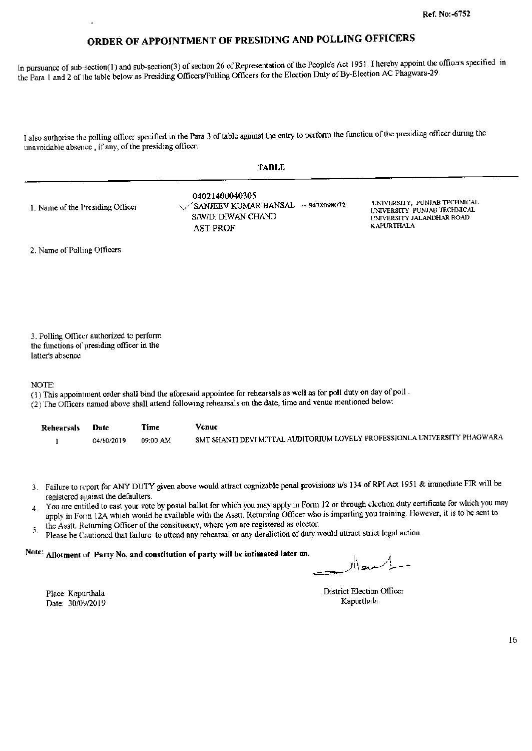Ref. No:-6752

# ORDER OF APPOINTMENT OF PRESIDING AND POLLING OFFICERS

In pursuance of sub-section(1) and sub-section(3) of section 26 of Representation of the People's Act 1951. I hereby appoint the officers specified in the Para 1 and 2 of the table below as Presiding Officers/Polling Officers for the Election Duty of By-Election AC Phagwara-29.

I also authorise the polling officer specified in the Para 3 of table against the entry to perform the function of the presiding officer during the unavoidable absence, if any, of the presiding officer.

**TABLE**

| | | |
|---|---|---|
| 1. Name of the Presiding Officer | 04021400040305<br>SANJEEV KUMAR BANSAL -- 9478098072<br>S/W/D: DIWAN CHAND<br>AST PROF | UNIVERSITY, PUNJAB TECHNICAL UNIVERSITY PUNJAB TECHNICAL UNIVERSITY JALANDHAR ROAD KAPURTHALA |
| 2. Name of Polling Officers | | |
| 3. Polling Officer authorized to perform the functions of presiding officer in the latter's absence | | |

NOTE:

(1) This appointment order shall bind the aforesaid appointee for rehearsals as well as for poll duty on day of poll.

(2) The Officers named above shall attend following rehearsals on the date, time and venue mentioned below:

| Rehearsals | Date | Time | Venue |
|---|---|---|---|
| 1 | 04/10/2019 | 09:00 AM | SMT SHANTI DEVI MITTAL AUDITORIUM LOVELY PROFESSIONLA UNIVERSITY PHAGWARA |

3. Failure to report for ANY DUTY given above would attract cognizable penal provisions u/s 134 of RPI Act 1951 & immediate FIR will be registered against the defaulters.
4. You are entitled to cast your vote by postal ballot for which you may apply in Form 12 or through election duty certificate for which you may apply in Form 12A which would be available with the Asstt. Returning Officer who is imparting you training. However, it is to be sent to the Asstt. Returning Officer of the consituency, where you are registered as elector.
5. Please be Cautioned that failure to attend any rehearsal or any dereliction of duty would attract strict legal action.

**Note: Allotment of Party No. and constitution of party will be intimated later on.**

District Election Officer
Kapurthala

Place: Kapurthala
Date: 30/09/2019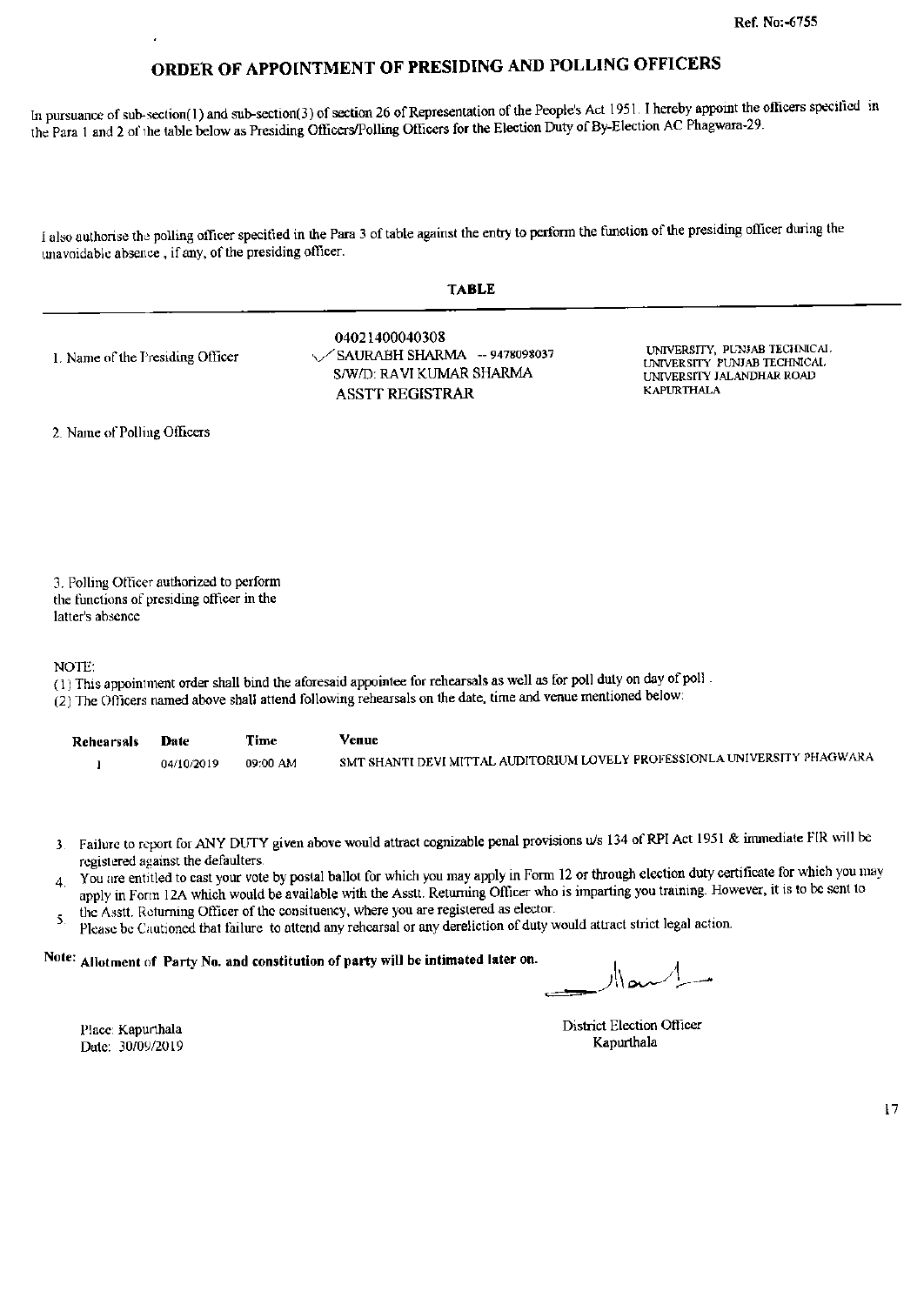Ref. No:-6755

# ORDER OF APPOINTMENT OF PRESIDING AND POLLING OFFICERS

In pursuance of sub-section(1) and sub-section(3) of section 26 of Representation of the People's Act 1951. I hereby appoint the officers specified in the Para 1 and 2 of the table below as Presiding Officers/Polling Officers for the Election Duty of By-Election AC Phagwara-29.

I also authorise the polling officer specified in the Para 3 of table against the entry to perform the function of the presiding officer during the unavoidable absence , if any, of the presiding officer.

**TABLE**

| | | |
|---|---|---|
| 1. Name of the Presiding Officer | 04021400040308<br>SAURABH SHARMA -- 9478098037<br>S/W/D: RAVI KUMAR SHARMA<br>ASSTT REGISTRAR | UNIVERSITY, PUNJAB TECHNICAL UNIVERSITY PUNJAB TECHNICAL UNIVERSITY JALANDHAR ROAD KAPURTHALA |
| 2. Name of Polling Officers | | |
| 3. Polling Officer authorized to perform the functions of presiding officer in the latter's absence | | |

NOTE:

(1) This appointment order shall bind the aforesaid appointee for rehearsals as well as for poll duty on day of poll .

(2) The Officers named above shall attend following rehearsals on the date, time and venue mentioned below:

| Rehearsals | Date | Time | Venue |
|---|---|---|---|
| 1 | 04/10/2019 | 09:00 AM | SMT SHANTI DEVI MITTAL AUDITORIUM LOVELY PROFESSIONLA UNIVERSITY PHAGWARA |

3. Failure to report for ANY DUTY given above would attract cognizable penal provisions u/s 134 of RPI Act 1951 & immediate FIR will be registered against the defaulters.
4. You are entitled to cast your vote by postal ballot for which you may apply in Form 12 or through election duty certificate for which you may apply in Form 12A which would be available with the Asstt. Returning Officer who is imparting you training. However, it is to be sent to the Asstt. Returning Officer of the consituency, where you are registered as elector.
5. Please be Cautioned that failure to attend any rehearsal or any dereliction of duty would attract strict legal action.

**Note: Allotment of Party No. and constitution of party will be intimated later on.**

District Election Officer
Kapurthala

Place: Kapurthala
Date: 30/09/2019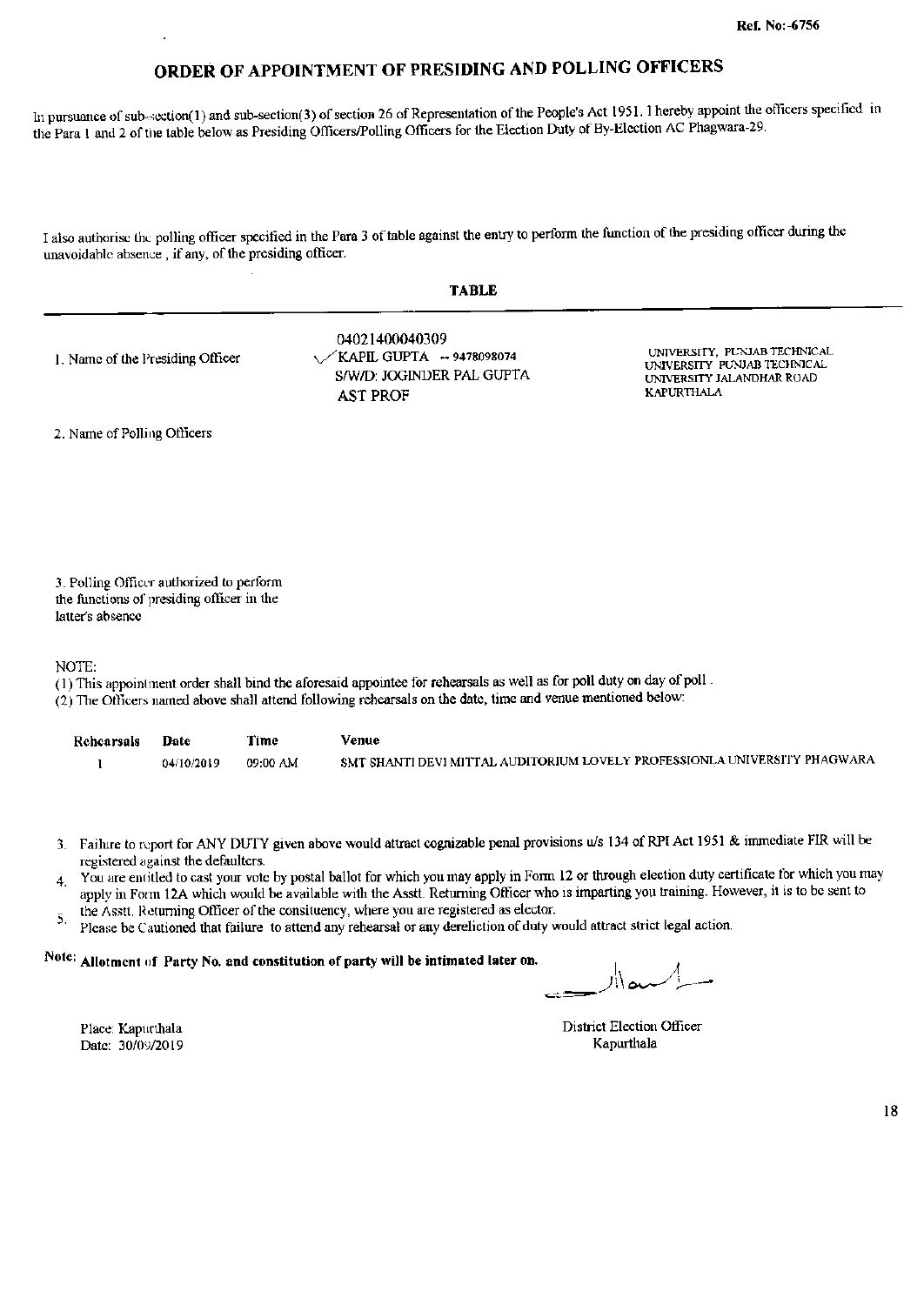Ref. No:-6756

# ORDER OF APPOINTMENT OF PRESIDING AND POLLING OFFICERS

In pursuance of sub-section(1) and sub-section(3) of section 26 of Representation of the People's Act 1951. I hereby appoint the officers specified in the Para 1 and 2 of the table below as Presiding Officers/Polling Officers for the Election Duty of By-Election AC Phagwara-29.

I also authorise the polling officer specified in the Para 3 of table against the entry to perform the function of the presiding officer during the unavoidable absence, if any, of the presiding officer.

## TABLE

| | | |
|---|---|---|
| 1. Name of the Presiding Officer | 04021400040309<br>KAPIL GUPTA -- 9478098074<br>S/W/D: JOGINDER PAL GUPTA<br>AST PROF | UNIVERSITY, PUNJAB TECHNICAL UNIVERSITY PUNJAB TECHNICAL UNIVERSITY JALANDHAR ROAD KAPURTHALA |
| 2. Name of Polling Officers | | |
| 3. Polling Officer authorized to perform the functions of presiding officer in the latter's absence | | |

NOTE:

(1) This appointment order shall bind the aforesaid appointee for rehearsals as well as for poll duty on day of poll.

(2) The Officers named above shall attend following rehearsals on the date, time and venue mentioned below:

| Rehearsals | Date | Time | Venue |
|---|---|---|---|
| 1 | 04/10/2019 | 09:00 AM | SMT SHANTI DEVI MITTAL AUDITORIUM LOVELY PROFESSIONLA UNIVERSITY PHAGWARA |

3. Failure to report for ANY DUTY given above would attract cognizable penal provisions u/s 134 of RPI Act 1951 & immediate FIR will be registered against the defaulters.
4. You are entitled to cast your vote by postal ballot for which you may apply in Form 12 or through election duty certificate for which you may apply in Form 12A which would be available with the Asstt. Returning Officer who is imparting you training. However, it is to be sent to the Asstt. Returning Officer of the consituency, where you are registered as elector.
5. Please be Cautioned that failure to attend any rehearsal or any dereliction of duty would attract strict legal action.

**Note: Allotment of Party No. and constitution of party will be intimated later on.**

Place: Kapurthala
Date: 30/09/2019

District Election Officer
Kapurthala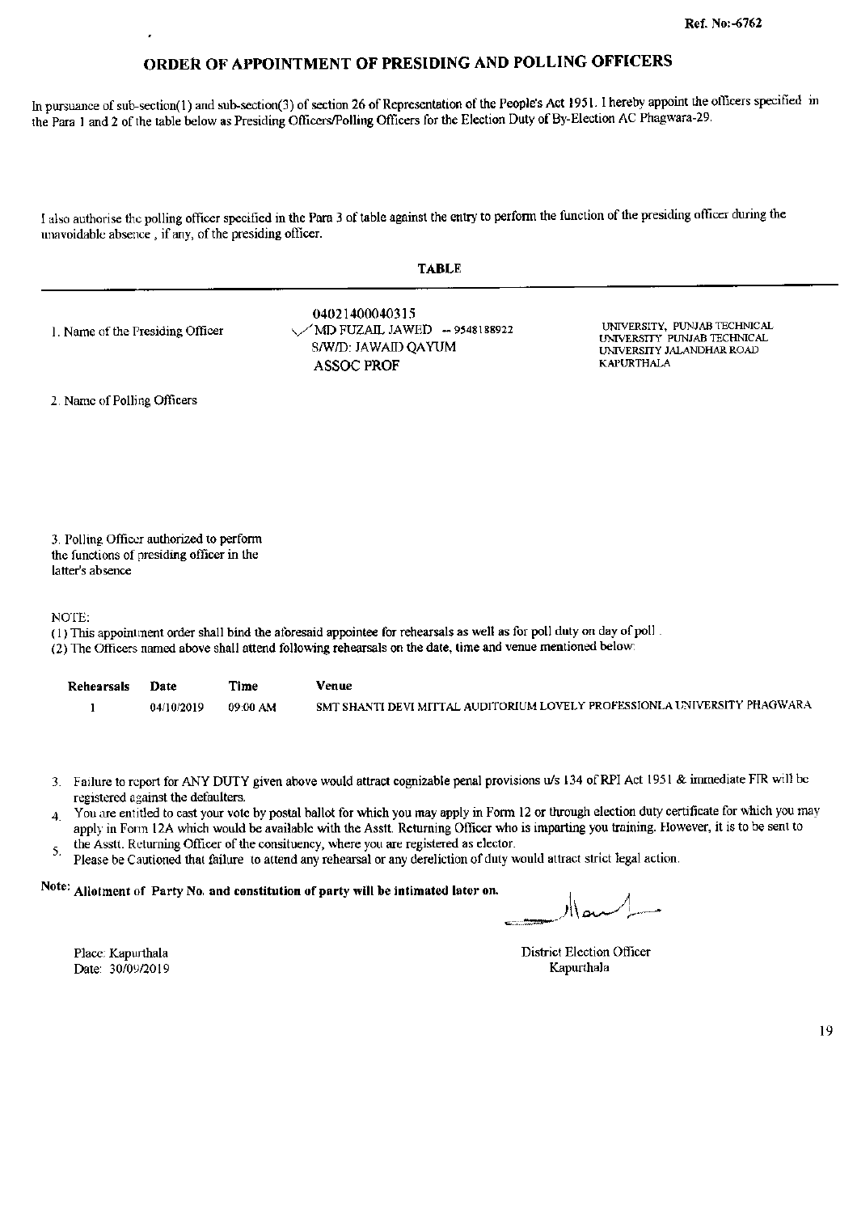Ref. No:-6762

# ORDER OF APPOINTMENT OF PRESIDING AND POLLING OFFICERS

In pursuance of sub-section(1) and sub-section(3) of section 26 of Representation of the People's Act 1951. I hereby appoint the officers specified in the Para 1 and 2 of the table below as Presiding Officers/Polling Officers for the Election Duty of By-Election AC Phagwara-29.

I also authorise the polling officer specified in the Para 3 of table against the entry to perform the function of the presiding officer during the unavoidable absence , if any, of the presiding officer.

**TABLE**

| | | |
|---|---|---|
| 1. Name of the Presiding Officer | 04021400040315<br>MD FUZAIL JAWED -- 9548188922<br>S/W/D: JAWAID QAYUM<br>ASSOC PROF | UNIVERSITY, PUNJAB TECHNICAL UNIVERSITY PUNJAB TECHNICAL UNIVERSITY JALANDHAR ROAD KAPURTHALA |
| 2. Name of Polling Officers | | |
| 3. Polling Officer authorized to perform the functions of presiding officer in the latter's absence | | |

NOTE:

(1) This appointment order shall bind the aforesaid appointee for rehearsals as well as for poll duty on day of poll .

(2) The Officers named above shall attend following rehearsals on the date, time and venue mentioned below:

| Rehearsals | Date | Time | Venue |
|---|---|---|---|
| 1 | 04/10/2019 | 09:00 AM | SMT SHANTI DEVI MITTAL AUDITORIUM LOVELY PROFESSIONLA UNIVERSITY PHAGWARA |

3. Failure to report for ANY DUTY given above would attract cognizable penal provisions u/s 134 of RPI Act 1951 & immediate FIR will be registered against the defaulters.
4. You are entitled to cast your vote by postal ballot for which you may apply in Form 12 or through election duty certificate for which you may apply in Form 12A which would be available with the Asstt. Returning Officer who is imparting you training. However, it is to be sent to the Asstt. Returning Officer of the consituency, where you are registered as elector.
5. Please be Cautioned that failure to attend any rehearsal or any dereliction of duty would attract strict legal action.

Note: **Allotment of Party No. and constitution of party will be intimated later on.**

Place: Kapurthala
Date: 30/09/2019

District Election Officer
Kapurthala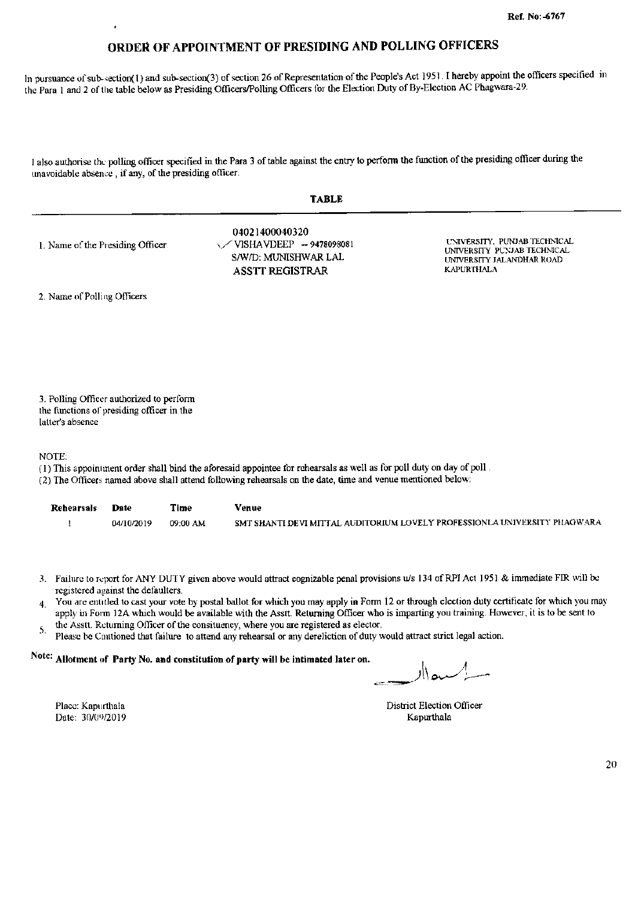Ref. No:-6767

# ORDER OF APPOINTMENT OF PRESIDING AND POLLING OFFICERS

In pursuance of sub-section(1) and sub-section(3) of section 26 of Representation of the People's Act 1951. I hereby appoint the officers specified in the Para 1 and 2 of the table below as Presiding Officers/Polling Officers for the Election Duty of By-Election AC Phagwara-29.

I also authorise the polling officer specified in the Para 3 of table against the entry to perform the function of the presiding officer during the unavoidable absence , if any, of the presiding officer.

**TABLE**

| | | |
|---|---|---|
| 1. Name of the Presiding Officer | 04021400040320<br>VISHAVDEEP -- 9478098081<br>S/W/D: MUNISHWAR LAL<br>ASSTT REGISTRAR | UNIVERSITY, PUNJAB TECHNICAL UNIVERSITY PUNJAB TECHNICAL UNIVERSITY JALANDHAR ROAD KAPURTHALA |
| 2. Name of Polling Officers | | |
| 3. Polling Officer authorized to perform the functions of presiding officer in the latter's absence | | |

NOTE:

(1) This appointment order shall bind the aforesaid appointee for rehearsals as well as for poll duty on day of poll .

(2) The Officers named above shall attend following rehearsals on the date, time and venue mentioned below:

| Rehearsals | Date | Time | Venue |
|---|---|---|---|
| 1 | 04/10/2019 | 09:00 AM | SMT SHANTI DEVI MITTAL AUDITORIUM LOVELY PROFESSIONLA UNIVERSITY PHAGWARA |

3. Failure to report for ANY DUTY given above would attract cognizable penal provisions u/s 134 of RPI Act 1951 & immediate FIR will be registered against the defaulters.
4. You are entitled to cast your vote by postal ballot for which you may apply in Form 12 or through election duty certificate for which you may apply in Form 12A which would be available with the Asstt. Returning Officer who is imparting you training. However, it is to be sent to the Asstt. Returning Officer of the consituency, where you are registered as elector.
5. Please be Cautioned that failure to attend any rehearsal or any dereliction of duty would attract strict legal action.

Note: **Allotment of Party No. and constitution of party will be intimated later on.**

Place: Kapurthala
Date: 30/09/2019

District Election Officer
Kapurthala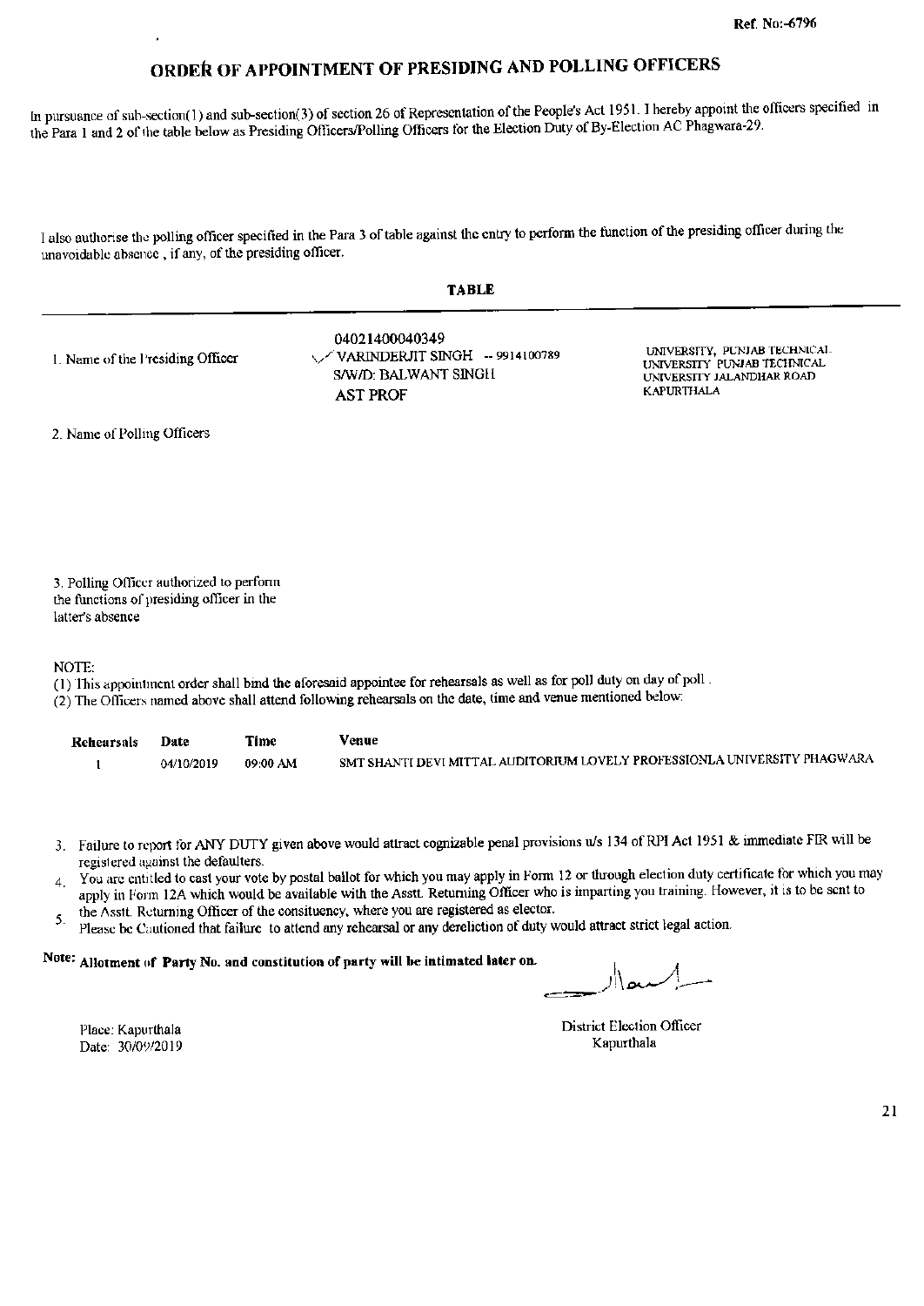Ref. No:-6796

# ORDER OF APPOINTMENT OF PRESIDING AND POLLING OFFICERS

In pursuance of sub-section(1) and sub-section(3) of section 26 of Representation of the People's Act 1951. I hereby appoint the officers specified in the Para 1 and 2 of the table below as Presiding Officers/Polling Officers for the Election Duty of By-Election AC Phagwara-29.

I also authorise the polling officer specified in the Para 3 of table against the entry to perform the function of the presiding officer during the unavoidable absence, if any, of the presiding officer.

**TABLE**

| | | |
|---|---|---|
| 1. Name of the Presiding Officer | 04021400040349<br>VARINDERJIT SINGH -- 9914100789<br>S/W/D: BALWANT SINGH<br>AST PROF | UNIVERSITY, PUNJAB TECHNICAL UNIVERSITY PUNJAB TECHNICAL UNIVERSITY JALANDHAR ROAD KAPURTHALA |
| 2. Name of Polling Officers | | |
| 3. Polling Officer authorized to perform the functions of presiding officer in the latter's absence | | |

NOTE:

(1) This appointment order shall bind the aforesaid appointee for rehearsals as well as for poll duty on day of poll.

(2) The Officers named above shall attend following rehearsals on the date, time and venue mentioned below:

| Rehearsals | Date | Time | Venue |
|---|---|---|---|
| 1 | 04/10/2019 | 09:00 AM | SMT SHANTI DEVI MITTAL AUDITORIUM LOVELY PROFESSIONLA UNIVERSITY PHAGWARA |

3. Failure to report for ANY DUTY given above would attract cognizable penal provisions u/s 134 of RPI Act 1951 & immediate FIR will be registered against the defaulters.
4. You are entitled to cast your vote by postal ballot for which you may apply in Form 12 or through election duty certificate for which you may apply in Form 12A which would be available with the Asstt. Returning Officer who is imparting you training. However, it is to be sent to the Asstt. Returning Officer of the consituency, where you are registered as elector.
5. Please be Cautioned that failure to attend any rehearsal or any dereliction of duty would attract strict legal action.

**Note: Allotment of Party No. and constitution of party will be intimated later on.**

District Election Officer
Kapurthala

Place: Kapurthala
Date: 30/09/2019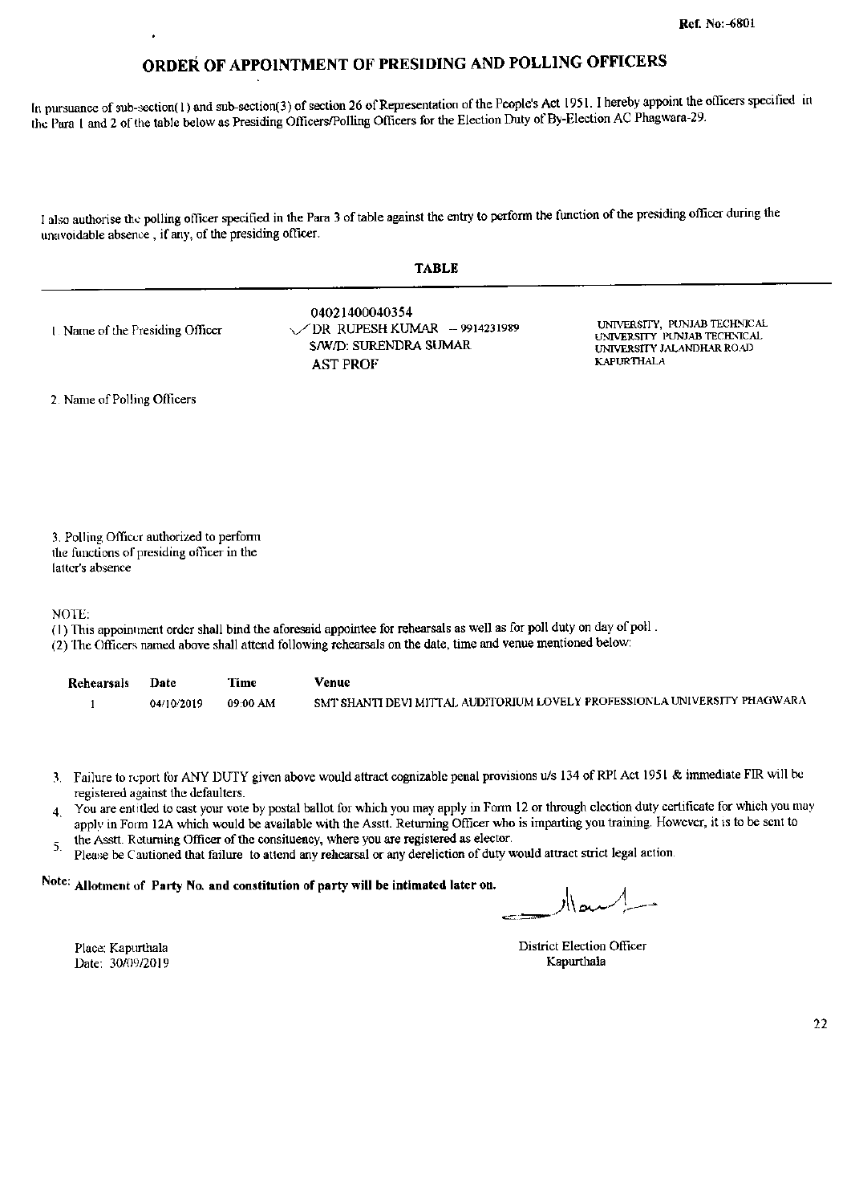Ref. No:-6801

# ORDER OF APPOINTMENT OF PRESIDING AND POLLING OFFICERS

In pursuance of sub-section(1) and sub-section(3) of section 26 of Representation of the People's Act 1951. I hereby appoint the officers specified in the Para 1 and 2 of the table below as Presiding Officers/Polling Officers for the Election Duty of By-Election AC Phagwara-29.

I also authorise the polling officer specified in the Para 3 of table against the entry to perform the function of the presiding officer during the unavoidable absence , if any, of the presiding officer.

## TABLE

| | | |
|---|---|---|
| 1. Name of the Presiding Officer | 04021400040354<br>DR RUPESH KUMAR – 9914231989<br>S/W/D: SURENDRA SUMAR<br>AST PROF | UNIVERSITY, PUNJAB TECHNICAL UNIVERSITY PUNJAB TECHNICAL UNIVERSITY JALANDHAR ROAD KAPURTHALA |
| 2. Name of Polling Officers | | |
| 3. Polling Officer authorized to perform the functions of presiding officer in the latter's absence | | |

NOTE:

(1) This appointment order shall bind the aforesaid appointee for rehearsals as well as for poll duty on day of poll .

(2) The Officers named above shall attend following rehearsals on the date, time and venue mentioned below:

| Rehearsals | Date | Time | Venue |
|---|---|---|---|
| 1 | 04/10/2019 | 09:00 AM | SMT SHANTI DEVI MITTAL AUDITORIUM LOVELY PROFESSIONLA UNIVERSITY PHAGWARA |

3. Failure to report for ANY DUTY given above would attract cognizable penal provisions u/s 134 of RPI Act 1951 & immediate FIR will be registered against the defaulters.
4. You are entitled to cast your vote by postal ballot for which you may apply in Form 12 or through election duty certificate for which you may apply in Form 12A which would be available with the Asstt. Returning Officer who is imparting you training. However, it is to be sent to the Asstt. Returning Officer of the consituency, where you are registered as elector.
5. Please be Cautioned that failure to attend any rehearsal or any dereliction of duty would attract strict legal action.

Note: **Allotment of Party No. and constitution of party will be intimated later on.**

Place: Kapurthala
Date: 30/09/2019

District Election Officer
Kapurthala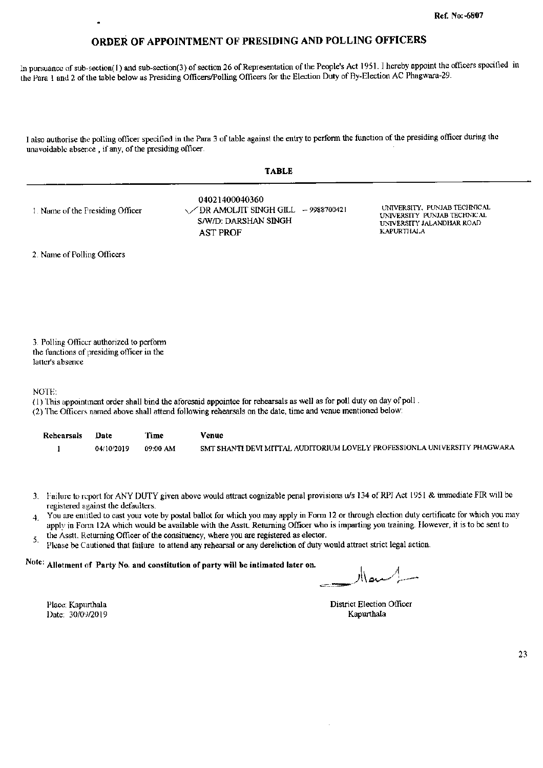Ref. No:-6807

# ORDER OF APPOINTMENT OF PRESIDING AND POLLING OFFICERS

In pursuance of sub-section(1) and sub-section(3) of section 26 of Representation of the People's Act 1951. I hereby appoint the officers specified in the Para 1 and 2 of the table below as Presiding Officers/Polling Officers for the Election Duty of By-Election AC Phagwara-29.

I also authorise the polling officer specified in the Para 3 of table against the entry to perform the function of the presiding officer during the unavoidable absence , if any, of the presiding officer.

**TABLE**

| | | |
|---|---|---|
| 1. Name of the Presiding Officer | 04021400040360<br>DR AMOLJIT SINGH GILL - 9988700421<br>S/W/D: DARSHAN SINGH<br>AST PROF | UNIVERSITY, PUNJAB TECHNICAL UNIVERSITY PUNJAB TECHNICAL UNIVERSITY JALANDHAR ROAD KAPURTHALA |
| 2. Name of Polling Officers | | |
| 3. Polling Officer authorized to perform the functions of presiding officer in the latter's absence | | |

NOTE:

(1) This appointment order shall bind the aforesaid appointee for rehearsals as well as for poll duty on day of poll .
(2) The Officers named above shall attend following rehearsals on the date, time and venue mentioned below:

| Rehearsals | Date | Time | Venue |
|---|---|---|---|
| 1 | 04/10/2019 | 09:00 AM | SMT SHANTI DEVI MITTAL AUDITORIUM LOVELY PROFESSIONLA UNIVERSITY PHAGWARA |

3. Failure to report for ANY DUTY given above would attract cognizable penal provisions u/s 134 of RPI Act 1951 & immediate FIR will be registered against the defaulters.
4. You are entitled to cast your vote by postal ballot for which you may apply in Form 12 or through election duty certificate for which you may apply in Form 12A which would be available with the Asstt. Returning Officer who is imparting you training. However, it is to be sent to the Asstt. Returning Officer of the consituency, where you are registered as elector.
5. Please be Cautioned that failure to attend any rehearsal or any dereliction of duty would attract strict legal action.

Note: **Allotment of Party No. and constitution of party will be intimated later on.**

Place: Kapurthala
Date: 30/09/2019

District Election Officer
Kapurthala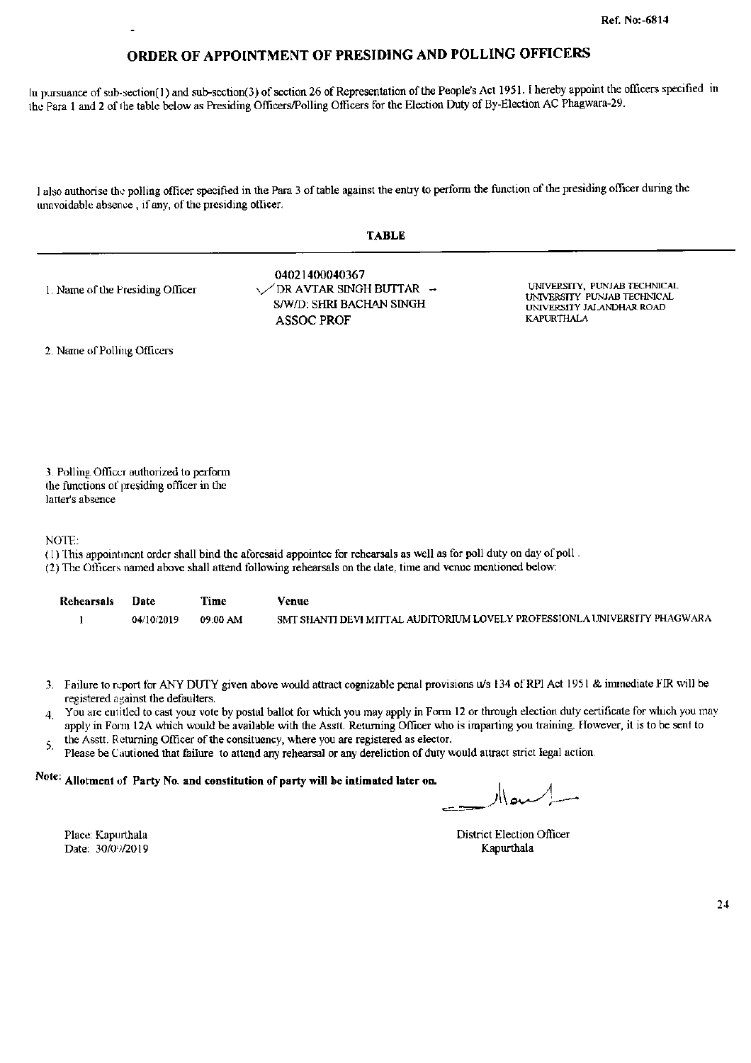Ref. No:-6814

# ORDER OF APPOINTMENT OF PRESIDING AND POLLING OFFICERS

In pursuance of sub-section(1) and sub-section(3) of section 26 of Representation of the People's Act 1951. I hereby appoint the officers specified in the Para 1 and 2 of the table below as Presiding Officers/Polling Officers for the Election Duty of By-Election AC Phagwara-29.

I also authorise the polling officer specified in the Para 3 of table against the entry to perform the function of the presiding officer during the unavoidable absence , if any, of the presiding officer.

**TABLE**

| | | |
|---|---|---|
| 1. Name of the Presiding Officer | 04021400040367<br>DR AVTAR SINGH BUTTAR -<br>S/W/D: SHRI BACHAN SINGH<br>ASSOC PROF | UNIVERSITY, PUNJAB TECHNICAL UNIVERSITY PUNJAB TECHNICAL UNIVERSITY JALANDHAR ROAD KAPURTHALA |
| 2. Name of Polling Officers | | |
| 3. Polling Officer authorized to perform the functions of presiding officer in the latter's absence | | |

NOTE:

(1) This appointment order shall bind the aforesaid appointee for rehearsals as well as for poll duty on day of poll .

(2) The Officers named above shall attend following rehearsals on the date, time and venue mentioned below:

| Rehearsals | Date | Time | Venue |
|---|---|---|---|
| 1 | 04/10/2019 | 09:00 AM | SMT SHANTI DEVI MITTAL AUDITORIUM LOVELY PROFESSIONLA UNIVERSITY PHAGWARA |

3. Failure to report for ANY DUTY given above would attract cognizable penal provisions u/s 134 of RPI Act 1951 & immediate FIR will be registered against the defaulters.
4. You are entitled to cast your vote by postal ballot for which you may apply in Form 12 or through election duty certificate for which you may apply in Form 12A which would be available with the Asstt. Returning Officer who is imparting you training. However, it is to be sent to the Asstt. Returning Officer of the consituency, where you are registered as elector.
5. Please be Cautioned that failure to attend any rehearsal or any dereliction of duty would attract strict legal action.

**Note: Allotment of Party No. and constitution of party will be intimated later on.**

Place: Kapurthala
Date: 30/09/2019

District Election Officer
Kapurthala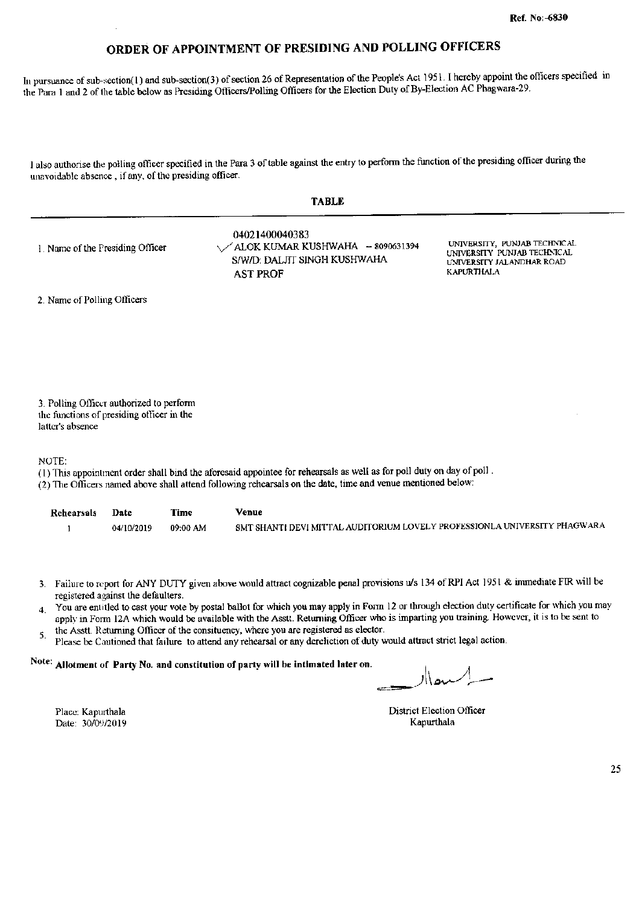Ref. No:-6830

# ORDER OF APPOINTMENT OF PRESIDING AND POLLING OFFICERS

In pursuance of sub-section(1) and sub-section(3) of section 26 of Representation of the People's Act 1951. I hereby appoint the officers specified in the Para 1 and 2 of the table below as Presiding Officers/Polling Officers for the Election Duty of By-Election AC Phagwara-29.

I also authorise the polling officer specified in the Para 3 of table against the entry to perform the function of the presiding officer during the unavoidable absence , if any, of the presiding officer.

## TABLE

| | | |
|---|---|---|
| 1. Name of the Presiding Officer | 04021400040383<br>ALOK KUMAR KUSHWAHA - 8090631394<br>S/W/D: DALJIT SINGH KUSHWAHA<br>AST PROF | UNIVERSITY, PUNJAB TECHNICAL UNIVERSITY PUNJAB TECHNICAL UNIVERSITY JALANDHAR ROAD KAPURTHALA |
| 2. Name of Polling Officers | | |
| 3. Polling Officer authorized to perform the functions of presiding officer in the latter's absence | | |

NOTE:

(1) This appointment order shall bind the aforesaid appointee for rehearsals as well as for poll duty on day of poll .

(2) The Officers named above shall attend following rehearsals on the date, time and venue mentioned below:

| Rehearsals | Date | Time | Venue |
|---|---|---|---|
| 1 | 04/10/2019 | 09:00 AM | SMT SHANTI DEVI MITTAL AUDITORIUM LOVELY PROFESSIONLA UNIVERSITY PHAGWARA |

3. Failure to report for ANY DUTY given above would attract cognizable penal provisions u/s 134 of RPI Act 1951 & immediate FIR will be registered against the defaulters.
4. You are entitled to cast your vote by postal ballot for which you may apply in Form 12 or through election duty certificate for which you may apply in Form 12A which would be available with the Asstt. Returning Officer who is imparting you training. However, it is to be sent to the Asstt. Returning Officer of the consituency, where you are registered as elector.
5. Please be Cautioned that failure to attend any rehearsal or any dereliction of duty would attract strict legal action.

Note: **Allotment of Party No. and constitution of party will be intimated later on.**

District Election Officer
Kapurthala

Place: Kapurthala
Date: 30/09/2019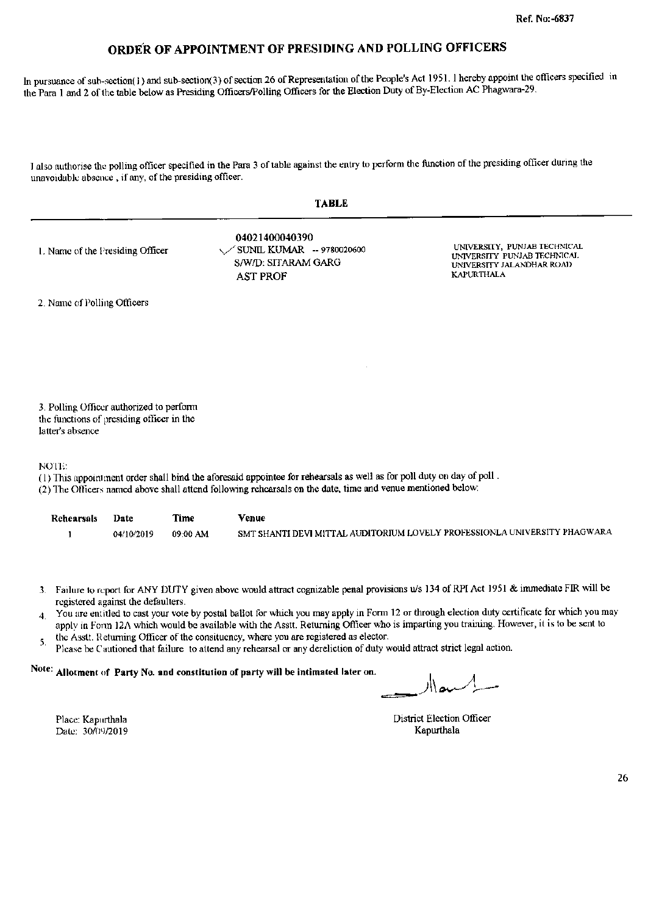Ref. No:-6837

# ORDER OF APPOINTMENT OF PRESIDING AND POLLING OFFICERS

In pursuance of sub-section(1) and sub-section(3) of section 26 of Representation of the People's Act 1951. I hereby appoint the officers specified in the Para 1 and 2 of the table below as Presiding Officers/Polling Officers for the Election Duty of By-Election AC Phagwara-29.

I also authorise the polling officer specified in the Para 3 of table against the entry to perform the function of the presiding officer during the unavoidable absence , if any, of the presiding officer.

## TABLE

| | | |
|---|---|---|
| 1. Name of the Presiding Officer | 04021400040390<br>SUNIL KUMAR -- 9780020600<br>S/W/D: SITARAM GARG<br>AST PROF | UNIVERSITY, PUNJAB TECHNICAL UNIVERSITY PUNJAB TECHNICAL UNIVERSITY JALANDHAR ROAD KAPURTHALA |
| 2. Name of Polling Officers | | |
| 3. Polling Officer authorized to perform the functions of presiding officer in the latter's absence | | |

NOTE:

(1) This appointment order shall bind the aforesaid appointee for rehearsals as well as for poll duty on day of poll .

(2) The Officers named above shall attend following rehearsals on the date, time and venue mentioned below:

| Rehearsals | Date | Time | Venue |
|---|---|---|---|
| 1 | 04/10/2019 | 09:00 AM | SMT SHANTI DEVI MITTAL AUDITORIUM LOVELY PROFESSIONLA UNIVERSITY PHAGWARA |

3. Failure to report for ANY DUTY given above would attract cognizable penal provisions u/s 134 of RPI Act 1951 & immediate FIR will be registered against the defaulters.
4. You are entitled to cast your vote by postal ballot for which you may apply in Form 12 or through election duty certificate for which you may apply in Form 12A which would be available with the Asstt. Returning Officer who is imparting you training. However, it is to be sent to the Asstt. Returning Officer of the consituency, where you are registered as elector.
5. Please be Cautioned that failure to attend any rehearsal or any dereliction of duty would attract strict legal action.

**Note: Allotment of Party No. and constitution of party will be intimated later on.**

Place: Kapurthala
Date: 30/09/2019

District Election Officer
Kapurthala